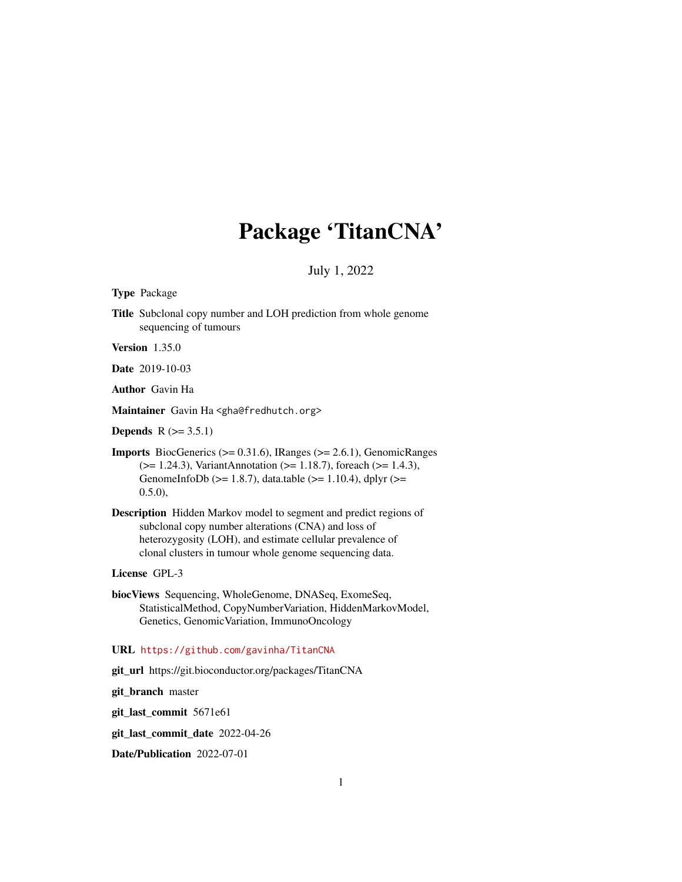# Package 'TitanCNA'

July 1, 2022

**Type** Package

**Title** Subclonal copy number and LOH prediction from whole genome sequencing of tumours

**Version** 1.35.0

**Date** 2019-10-03

**Author** Gavin Ha

**Maintainer** Gavin Ha <gha@fredhutch.org>

**Depends** R (>= 3.5.1)

**Imports** BiocGenerics (>= 0.31.6), IRanges (>= 2.6.1), GenomicRanges (>= 1.24.3), VariantAnnotation (>= 1.18.7), foreach (>= 1.4.3), GenomeInfoDb (>= 1.8.7), data.table (>= 1.10.4), dplyr (>= 0.5.0),

**Description** Hidden Markov model to segment and predict regions of subclonal copy number alterations (CNA) and loss of heterozygosity (LOH), and estimate cellular prevalence of clonal clusters in tumour whole genome sequencing data.

**License** GPL-3

**biocViews** Sequencing, WholeGenome, DNASeq, ExomeSeq, StatisticalMethod, CopyNumberVariation, HiddenMarkovModel, Genetics, GenomicVariation, ImmunoOncology

**URL** https://github.com/gavinha/TitanCNA

**git_url** https://git.bioconductor.org/packages/TitanCNA

**git_branch** master

**git_last_commit** 5671e61

**git_last_commit_date** 2022-04-26

**Date/Publication** 2022-07-01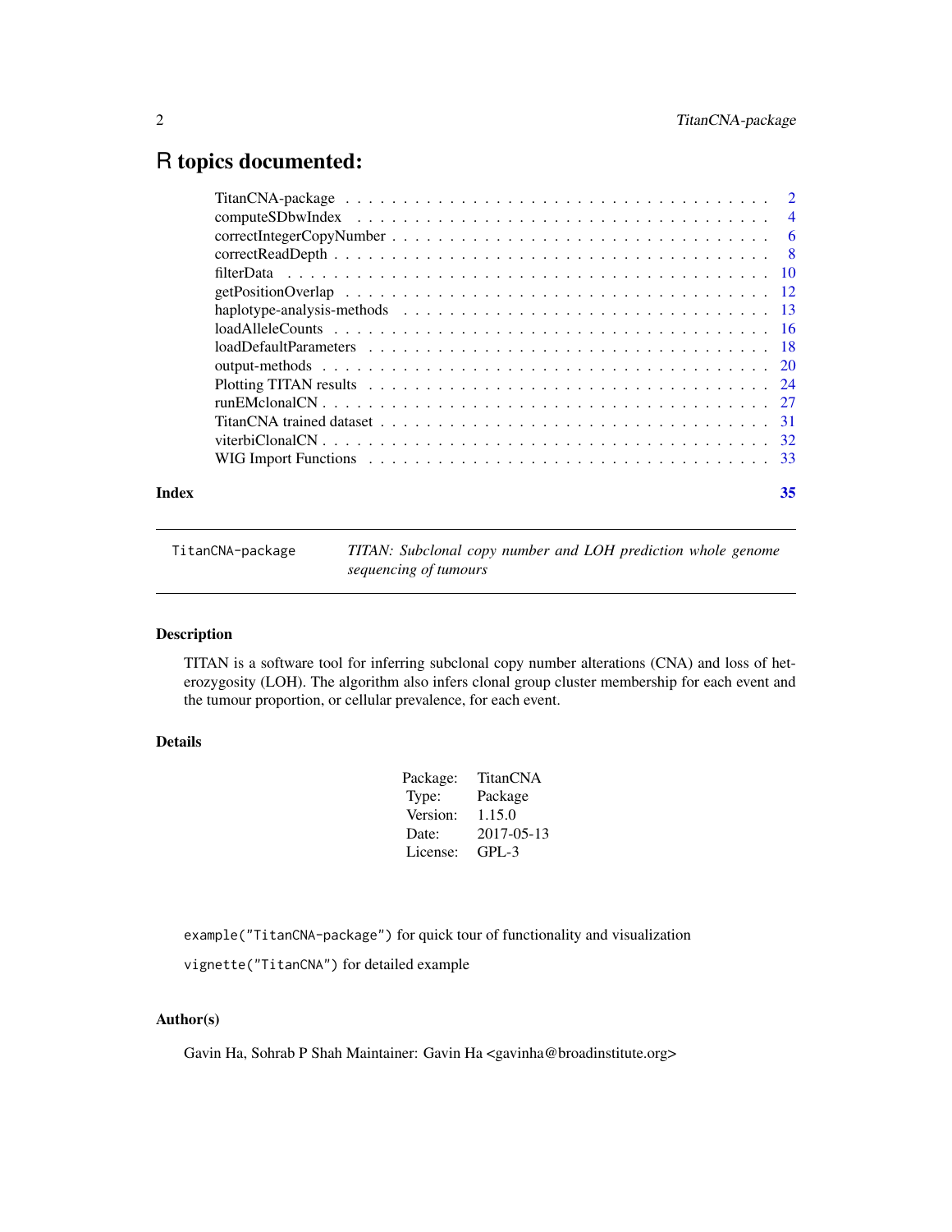# R topics documented:

| | |
|---|---|
| TitanCNA-package | 2 |
| computeSDbwIndex | 4 |
| correctIntegerCopyNumber | 6 |
| correctReadDepth | 8 |
| filterData | 10 |
| getPositionOverlap | 12 |
| haplotype-analysis-methods | 13 |
| loadAlleleCounts | 16 |
| loadDefaultParameters | 18 |
| output-methods | 20 |
| Plotting TITAN results | 24 |
| runEMclonalCN | 27 |
| TitanCNA trained dataset | 31 |
| viterbiClonalCN | 32 |
| WIG Import Functions | 33 |

**Index** 35

---

`TitanCNA-package` *TITAN: Subclonal copy number and LOH prediction whole genome sequencing of tumours*

---

## Description

TITAN is a software tool for inferring subclonal copy number alterations (CNA) and loss of heterozygosity (LOH). The algorithm also infers clonal group cluster membership for each event and the tumour proportion, or cellular prevalence, for each event.

## Details

| | |
|---|---|
| Package: | TitanCNA |
| Type: | Package |
| Version: | 1.15.0 |
| Date: | 2017-05-13 |
| License: | GPL-3 |

`example("TitanCNA-package")` for quick tour of functionality and visualization

`vignette("TitanCNA")` for detailed example

## Author(s)

Gavin Ha, Sohrab P Shah Maintainer: Gavin Ha <gavinha@broadinstitute.org>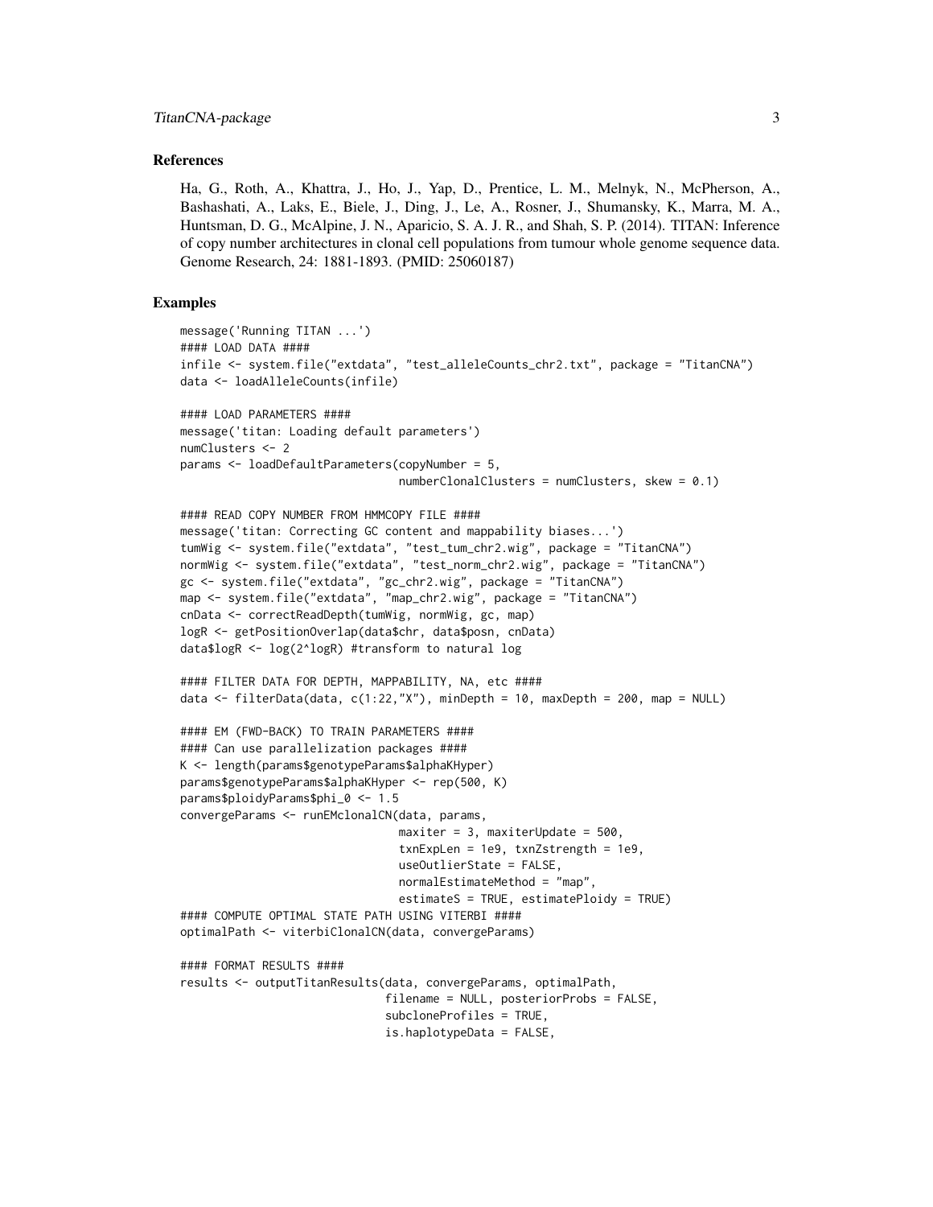### References

Ha, G., Roth, A., Khattra, J., Ho, J., Yap, D., Prentice, L. M., Melnyk, N., McPherson, A., Bashashati, A., Laks, E., Biele, J., Ding, J., Le, A., Rosner, J., Shumansky, K., Marra, M. A., Huntsman, D. G., McAlpine, J. N., Aparicio, S. A. J. R., and Shah, S. P. (2014). TITAN: Inference of copy number architectures in clonal cell populations from tumour whole genome sequence data. Genome Research, 24: 1881-1893. (PMID: 25060187)

### Examples

```
message('Running TITAN ...')
#### LOAD DATA ####
infile <- system.file("extdata", "test_alleleCounts_chr2.txt", package = "TitanCNA")
data <- loadAlleleCounts(infile)

#### LOAD PARAMETERS ####
message('titan: Loading default parameters')
numClusters <- 2
params <- loadDefaultParameters(copyNumber = 5,
                                numberClonalClusters = numClusters, skew = 0.1)

#### READ COPY NUMBER FROM HMMCOPY FILE ####
message('titan: Correcting GC content and mappability biases...')
tumWig <- system.file("extdata", "test_tum_chr2.wig", package = "TitanCNA")
normWig <- system.file("extdata", "test_norm_chr2.wig", package = "TitanCNA")
gc <- system.file("extdata", "gc_chr2.wig", package = "TitanCNA")
map <- system.file("extdata", "map_chr2.wig", package = "TitanCNA")
cnData <- correctReadDepth(tumWig, normWig, gc, map)
logR <- getPositionOverlap(data$chr, data$posn, cnData)
data$logR <- log(2^logR) #transform to natural log

#### FILTER DATA FOR DEPTH, MAPPABILITY, NA, etc ####
data <- filterData(data, c(1:22,"X"), minDepth = 10, maxDepth = 200, map = NULL)

#### EM (FWD-BACK) TO TRAIN PARAMETERS ####
#### Can use parallelization packages ####
K <- length(params$genotypeParams$alphaKHyper)
params$genotypeParams$alphaKHyper <- rep(500, K)
params$ploidyParams$phi_0 <- 1.5
convergeParams <- runEMclonalCN(data, params,
                                maxiter = 3, maxiterUpdate = 500,
                                txnExpLen = 1e9, txnZstrength = 1e9,
                                useOutlierState = FALSE,
                                normalEstimateMethod = "map",
                                estimateS = TRUE, estimatePloidy = TRUE)
#### COMPUTE OPTIMAL STATE PATH USING VITERBI ####
optimalPath <- viterbiClonalCN(data, convergeParams)

#### FORMAT RESULTS ####
results <- outputTitanResults(data, convergeParams, optimalPath,
                              filename = NULL, posteriorProbs = FALSE,
                              subcloneProfiles = TRUE,
                              is.haplotypeData = FALSE,
```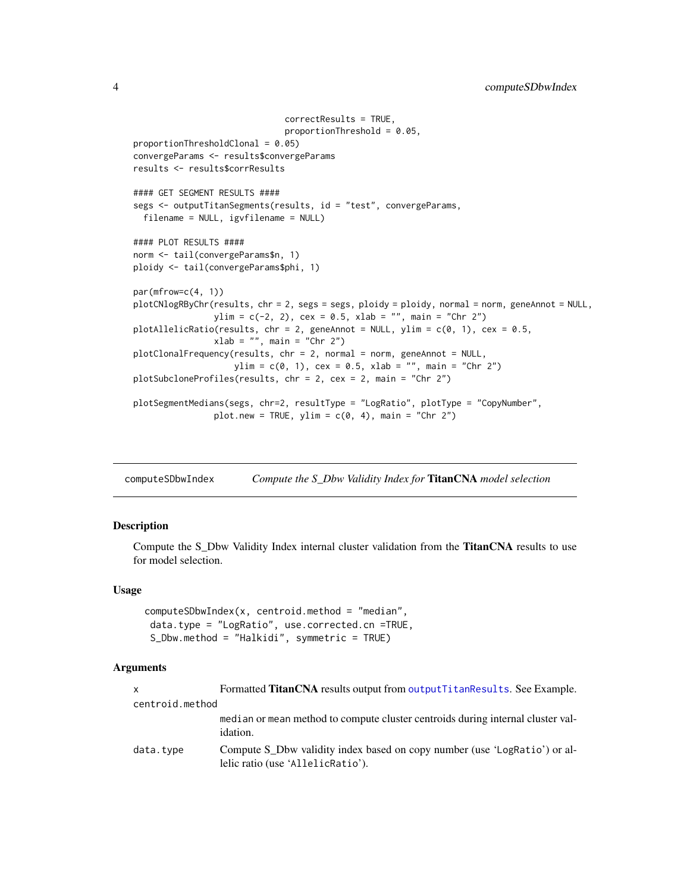```
                              correctResults = TRUE,
                              proportionThreshold = 0.05,
proportionThresholdClonal = 0.05)
convergeParams <- results$convergeParams
results <- results$corrResults

#### GET SEGMENT RESULTS ####
segs <- outputTitanSegments(results, id = "test", convergeParams,
  filename = NULL, igvfilename = NULL)

#### PLOT RESULTS ####
norm <- tail(convergeParams$n, 1)
ploidy <- tail(convergeParams$phi, 1)

par(mfrow=c(4, 1))
plotCNlogRByChr(results, chr = 2, segs = segs, ploidy = ploidy, normal = norm, geneAnnot = NULL,
                ylim = c(-2, 2), cex = 0.5, xlab = "", main = "Chr 2")
plotAllelicRatio(results, chr = 2, geneAnnot = NULL, ylim = c(0, 1), cex = 0.5,
                xlab = "", main = "Chr 2")
plotClonalFrequency(results, chr = 2, normal = norm, geneAnnot = NULL,
                    ylim = c(0, 1), cex = 0.5, xlab = "", main = "Chr 2")
plotSubcloneProfiles(results, chr = 2, cex = 2, main = "Chr 2")

plotSegmentMedians(segs, chr=2, resultType = "LogRatio", plotType = "CopyNumber",
                plot.new = TRUE, ylim = c(0, 4), main = "Chr 2")
```

---

## computeSDbwIndex — *Compute the S_Dbw Validity Index for* **TitanCNA** *model selection*

### Description

Compute the S_Dbw Validity Index internal cluster validation from the **TitanCNA** results to use for model selection.

### Usage

```
computeSDbwIndex(x, centroid.method = "median",
 data.type = "LogRatio", use.corrected.cn =TRUE,
 S_Dbw.method = "Halkidi", symmetric = TRUE)
```

### Arguments

| | |
|---|---|
| `x` | Formatted **TitanCNA** results output from `outputTitanResults`. See Example. |
| `centroid.method` | `median` or `mean` method to compute cluster centroids during internal cluster validation. |
| `data.type` | Compute S_Dbw validity index based on copy number (use '`LogRatio`') or allelic ratio (use '`AllelicRatio`'). |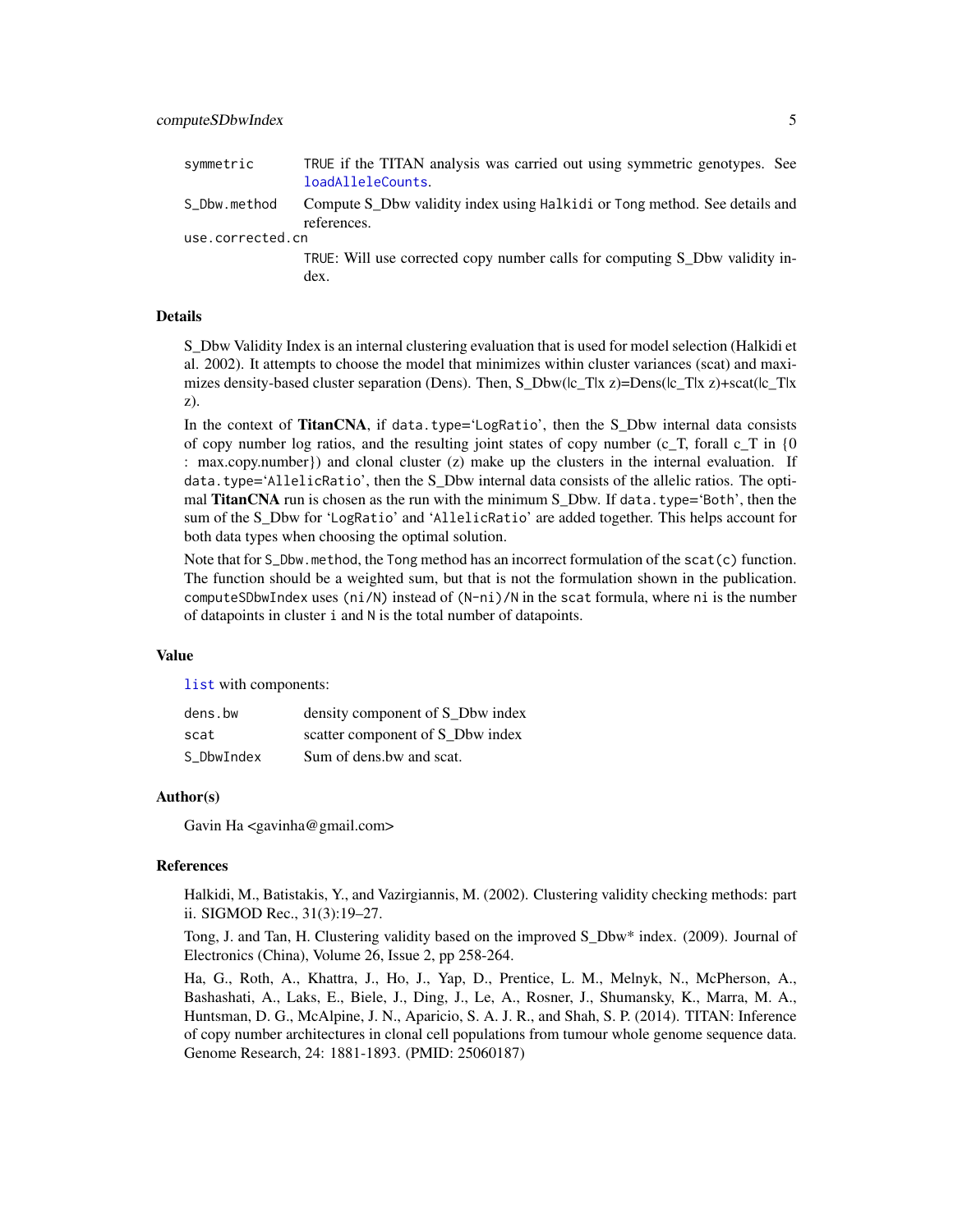| | |
|---|---|
| `symmetric` | TRUE if the TITAN analysis was carried out using symmetric genotypes. See `loadAlleleCounts`. |
| `S_Dbw.method` | Compute S_Dbw validity index using `Halkidi` or `Tong` method. See details and references. |
| `use.corrected.cn` | TRUE: Will use corrected copy number calls for computing S_Dbw validity index. |

## Details

S_Dbw Validity Index is an internal clustering evaluation that is used for model selection (Halkidi et al. 2002). It attempts to choose the model that minimizes within cluster variances (scat) and maximizes density-based cluster separation (Dens). Then, S_Dbw(|c_T|x z)=Dens(|c_T|x z)+scat(|c_T|x z).

In the context of **TitanCNA**, if `data.type`='`LogRatio`', then the S_Dbw internal data consists of copy number log ratios, and the resulting joint states of copy number (c_T, forall c_T in {0 : max.copy.number}) and clonal cluster (z) make up the clusters in the internal evaluation. If `data.type`='`AllelicRatio`', then the S_Dbw internal data consists of the allelic ratios. The optimal **TitanCNA** run is chosen as the run with the minimum S_Dbw. If `data.type`='`Both`', then the sum of the S_Dbw for '`LogRatio`' and '`AllelicRatio`' are added together. This helps account for both data types when choosing the optimal solution.

Note that for `S_Dbw.method`, the `Tong` method has an incorrect formulation of the `scat(c)` function. The function should be a weighted sum, but that is not the formulation shown in the publication. `computeSDbwIndex` uses `(ni/N)` instead of `(N-ni)/N` in the `scat` formula, where `ni` is the number of datapoints in cluster `i` and `N` is the total number of datapoints.

## Value

`list` with components:

| | |
|---|---|
| `dens.bw` | density component of S_Dbw index |
| `scat` | scatter component of S_Dbw index |
| `S_DbwIndex` | Sum of dens.bw and scat. |

## Author(s)

Gavin Ha <gavinha@gmail.com>

## References

Halkidi, M., Batistakis, Y., and Vazirgiannis, M. (2002). Clustering validity checking methods: part ii. SIGMOD Rec., 31(3):19–27.

Tong, J. and Tan, H. Clustering validity based on the improved S_Dbw* index. (2009). Journal of Electronics (China), Volume 26, Issue 2, pp 258-264.

Ha, G., Roth, A., Khattra, J., Ho, J., Yap, D., Prentice, L. M., Melnyk, N., McPherson, A., Bashashati, A., Laks, E., Biele, J., Ding, J., Le, A., Rosner, J., Shumansky, K., Marra, M. A., Huntsman, D. G., McAlpine, J. N., Aparicio, S. A. J. R., and Shah, S. P. (2014). TITAN: Inference of copy number architectures in clonal cell populations from tumour whole genome sequence data. Genome Research, 24: 1881-1893. (PMID: 25060187)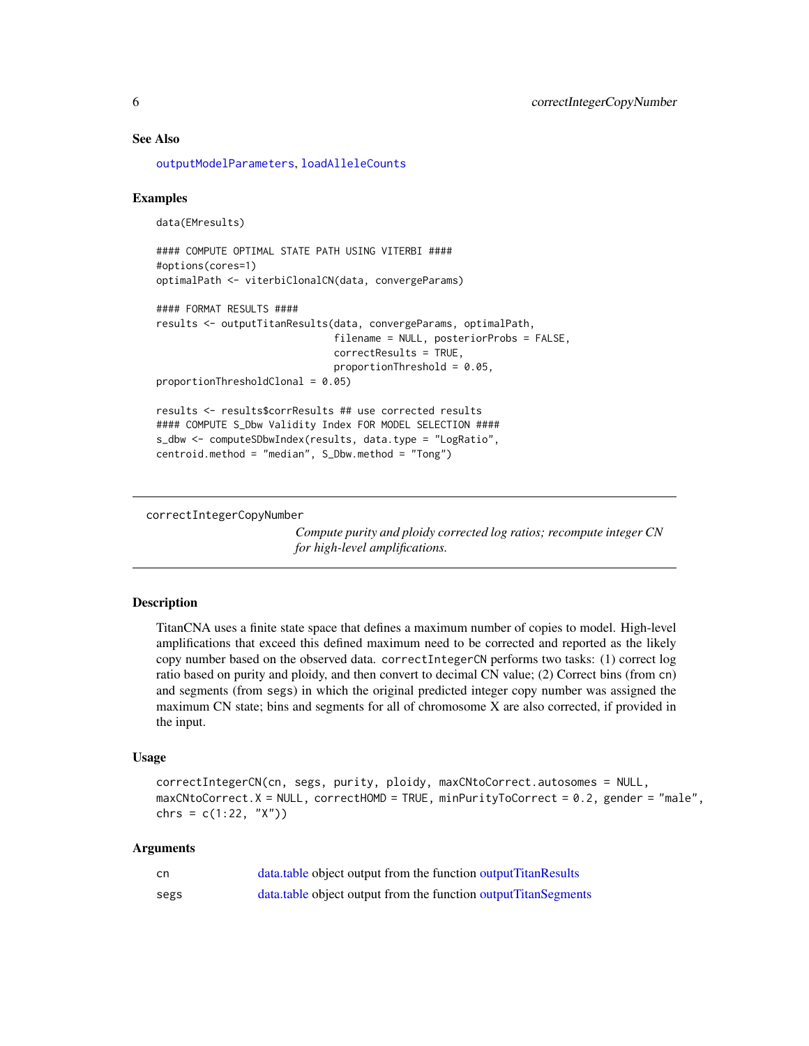## See Also

`outputModelParameters`, `loadAlleleCounts`

## Examples

```
data(EMresults)

#### COMPUTE OPTIMAL STATE PATH USING VITERBI ####
#options(cores=1)
optimalPath <- viterbiClonalCN(data, convergeParams)

#### FORMAT RESULTS ####
results <- outputTitanResults(data, convergeParams, optimalPath,
                              filename = NULL, posteriorProbs = FALSE,
                              correctResults = TRUE,
                              proportionThreshold = 0.05,
proportionThresholdClonal = 0.05)

results <- results$corrResults ## use corrected results
#### COMPUTE S_Dbw Validity Index FOR MODEL SELECTION ####
s_dbw <- computeSDbwIndex(results, data.type = "LogRatio",
centroid.method = "median", S_Dbw.method = "Tong")
```

---

# correctIntegerCopyNumber

*Compute purity and ploidy corrected log ratios; recompute integer CN for high-level amplifications.*

---

## Description

TitanCNA uses a finite state space that defines a maximum number of copies to model. High-level amplifications that exceed this defined maximum need to be corrected and reported as the likely copy number based on the observed data. `correctIntegerCN` performs two tasks: (1) correct log ratio based on purity and ploidy, and then convert to decimal CN value; (2) Correct bins (from `cn`) and segments (from `segs`) in which the original predicted integer copy number was assigned the maximum CN state; bins and segments for all of chromosome X are also corrected, if provided in the input.

## Usage

```
correctIntegerCN(cn, segs, purity, ploidy, maxCNtoCorrect.autosomes = NULL,
maxCNtoCorrect.X = NULL, correctHOMD = TRUE, minPurityToCorrect = 0.2, gender = "male",
chrs = c(1:22, "X"))
```

## Arguments

| | |
|---|---|
| `cn` | data.table object output from the function outputTitanResults |
| `segs` | data.table object output from the function outputTitanSegments |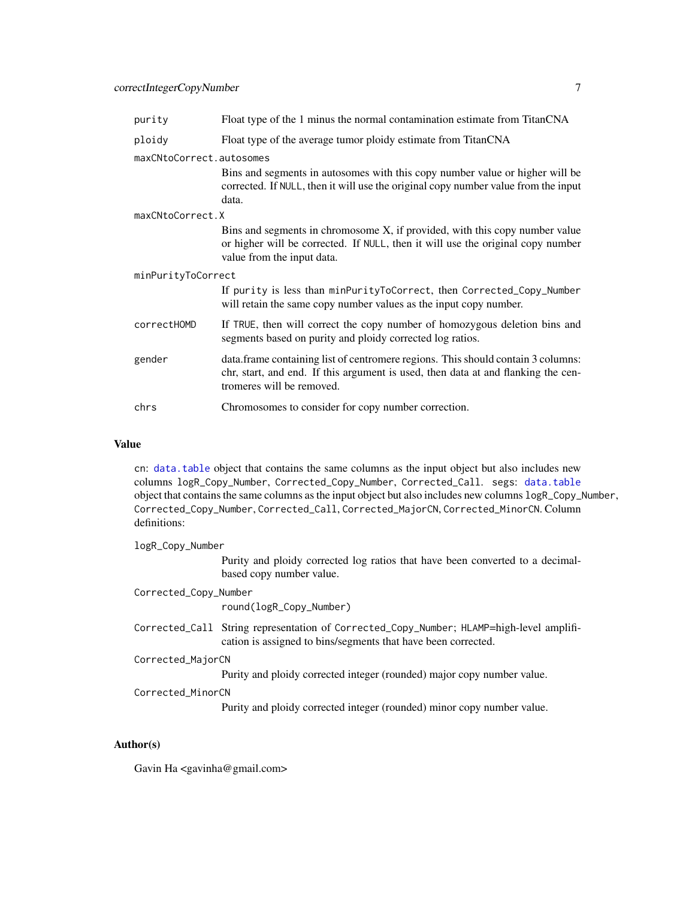| | |
|---|---|
| `purity` | Float type of the 1 minus the normal contamination estimate from TitanCNA |
| `ploidy` | Float type of the average tumor ploidy estimate from TitanCNA |
| `maxCNtoCorrect.autosomes` | Bins and segments in autosomes with this copy number value or higher will be corrected. If `NULL`, then it will use the original copy number value from the input data. |
| `maxCNtoCorrect.X` | Bins and segments in chromosome X, if provided, with this copy number value or higher will be corrected. If `NULL`, then it will use the original copy number value from the input data. |
| `minPurityToCorrect` | If `purity` is less than `minPurityToCorrect`, then `Corrected_Copy_Number` will retain the same copy number values as the input copy number. |
| `correctHOMD` | If `TRUE`, then will correct the copy number of homozygous deletion bins and segments based on purity and ploidy corrected log ratios. |
| `gender` | data.frame containing list of centromere regions. This should contain 3 columns: chr, start, and end. If this argument is used, then data at and flanking the centromeres will be removed. |
| `chrs` | Chromosomes to consider for copy number correction. |

## Value

`cn`: `data.table` object that contains the same columns as the input object but also includes new columns `logR_Copy_Number`, `Corrected_Copy_Number`, `Corrected_Call`. `segs`: `data.table` object that contains the same columns as the input object but also includes new columns `logR_Copy_Number`, `Corrected_Copy_Number`, `Corrected_Call`, `Corrected_MajorCN`, `Corrected_MinorCN`. Column definitions:

| | |
|---|---|
| `logR_Copy_Number` | Purity and ploidy corrected log ratios that have been converted to a decimal-based copy number value. |
| `Corrected_Copy_Number` | `round(logR_Copy_Number)` |
| `Corrected_Call` | String representation of `Corrected_Copy_Number`; `HLAMP`=high-level amplification is assigned to bins/segments that have been corrected. |
| `Corrected_MajorCN` | Purity and ploidy corrected integer (rounded) major copy number value. |
| `Corrected_MinorCN` | Purity and ploidy corrected integer (rounded) minor copy number value. |

## Author(s)

Gavin Ha <gavinha@gmail.com>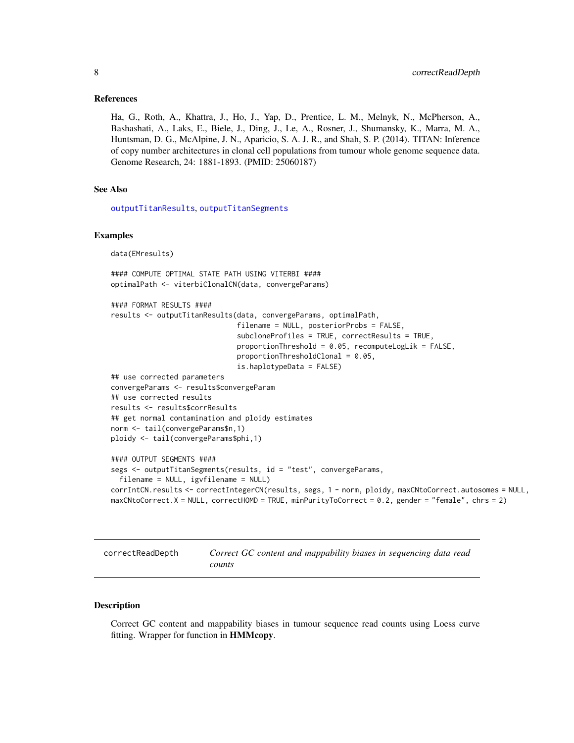## References

Ha, G., Roth, A., Khattra, J., Ho, J., Yap, D., Prentice, L. M., Melnyk, N., McPherson, A., Bashashati, A., Laks, E., Biele, J., Ding, J., Le, A., Rosner, J., Shumansky, K., Marra, M. A., Huntsman, D. G., McAlpine, J. N., Aparicio, S. A. J. R., and Shah, S. P. (2014). TITAN: Inference of copy number architectures in clonal cell populations from tumour whole genome sequence data. Genome Research, 24: 1881-1893. (PMID: 25060187)

## See Also

outputTitanResults, outputTitanSegments

## Examples

```
data(EMresults)

#### COMPUTE OPTIMAL STATE PATH USING VITERBI ####
optimalPath <- viterbiClonalCN(data, convergeParams)

#### FORMAT RESULTS ####
results <- outputTitanResults(data, convergeParams, optimalPath,
                              filename = NULL, posteriorProbs = FALSE,
                              subcloneProfiles = TRUE, correctResults = TRUE,
                              proportionThreshold = 0.05, recomputeLogLik = FALSE,
                              proportionThresholdClonal = 0.05,
                              is.haplotypeData = FALSE)
## use corrected parameters
convergeParams <- results$convergeParam
## use corrected results
results <- results$corrResults
## get normal contamination and ploidy estimates
norm <- tail(convergeParams$n,1)
ploidy <- tail(convergeParams$phi,1)

#### OUTPUT SEGMENTS ####
segs <- outputTitanSegments(results, id = "test", convergeParams,
  filename = NULL, igvfilename = NULL)
corrIntCN.results <- correctIntegerCN(results, segs, 1 - norm, ploidy, maxCNtoCorrect.autosomes = NULL,
maxCNtoCorrect.X = NULL, correctHOMD = TRUE, minPurityToCorrect = 0.2, gender = "female", chrs = 2)
```

---

# correctReadDepth — *Correct GC content and mappability biases in sequencing data read counts*

## Description

Correct GC content and mappability biases in tumour sequence read counts using Loess curve fitting. Wrapper for function in **HMMcopy**.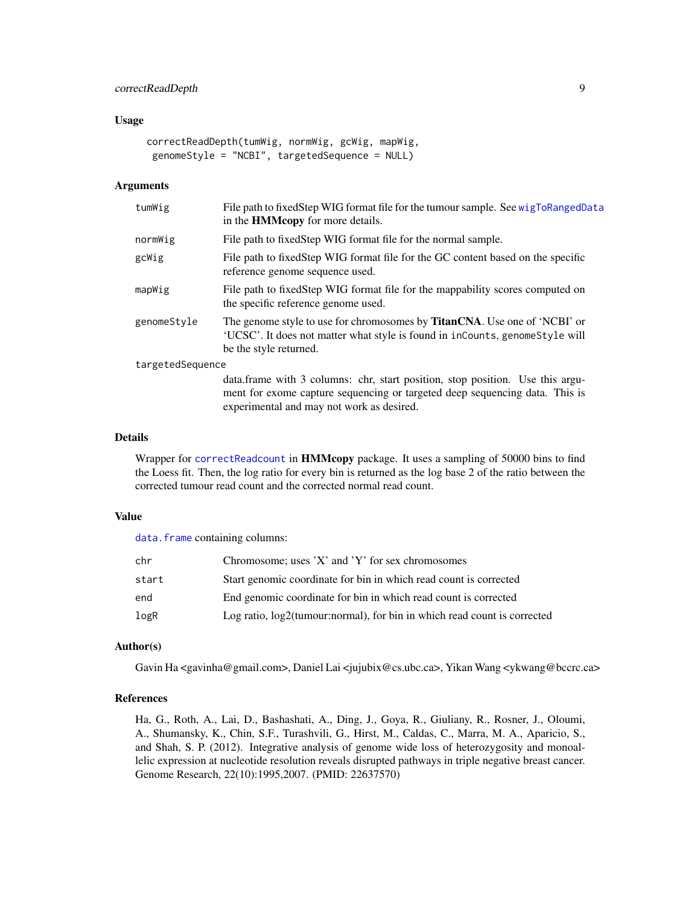## Usage

```
correctReadDepth(tumWig, normWig, gcWig, mapWig,
 genomeStyle = "NCBI", targetedSequence = NULL)
```

## Arguments

| Argument | Description |
|---|---|
| tumWig | File path to fixedStep WIG format file for the tumour sample. See wigToRangedData in the **HMMcopy** for more details. |
| normWig | File path to fixedStep WIG format file for the normal sample. |
| gcWig | File path to fixedStep WIG format file for the GC content based on the specific reference genome sequence used. |
| mapWig | File path to fixedStep WIG format file for the mappability scores computed on the specific reference genome used. |
| genomeStyle | The genome style to use for chromosomes by **TitanCNA**. Use one of 'NCBI' or 'UCSC'. It does not matter what style is found in inCounts, genomeStyle will be the style returned. |
| targetedSequence | data.frame with 3 columns: chr, start position, stop position. Use this argument for exome capture sequencing or targeted deep sequencing data. This is experimental and may not work as desired. |

## Details

Wrapper for correctReadcount in **HMMcopy** package. It uses a sampling of 50000 bins to find the Loess fit. Then, the log ratio for every bin is returned as the log base 2 of the ratio between the corrected tumour read count and the corrected normal read count.

## Value

data.frame containing columns:

| Column | Description |
|---|---|
| chr | Chromosome; uses 'X' and 'Y' for sex chromosomes |
| start | Start genomic coordinate for bin in which read count is corrected |
| end | End genomic coordinate for bin in which read count is corrected |
| logR | Log ratio, log2(tumour:normal), for bin in which read count is corrected |

## Author(s)

Gavin Ha <gavinha@gmail.com>, Daniel Lai <jujubix@cs.ubc.ca>, Yikan Wang <ykwang@bccrc.ca>

## References

Ha, G., Roth, A., Lai, D., Bashashati, A., Ding, J., Goya, R., Giuliany, R., Rosner, J., Oloumi, A., Shumansky, K., Chin, S.F., Turashvili, G., Hirst, M., Caldas, C., Marra, M. A., Aparicio, S., and Shah, S. P. (2012). Integrative analysis of genome wide loss of heterozygosity and monoallelic expression at nucleotide resolution reveals disrupted pathways in triple negative breast cancer. Genome Research, 22(10):1995,2007. (PMID: 22637570)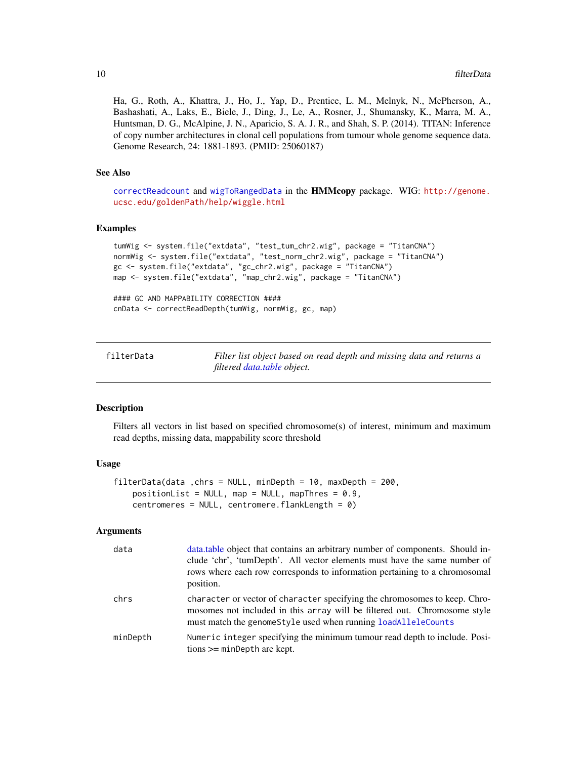Ha, G., Roth, A., Khattra, J., Ho, J., Yap, D., Prentice, L. M., Melnyk, N., McPherson, A., Bashashati, A., Laks, E., Biele, J., Ding, J., Le, A., Rosner, J., Shumansky, K., Marra, M. A., Huntsman, D. G., McAlpine, J. N., Aparicio, S. A. J. R., and Shah, S. P. (2014). TITAN: Inference of copy number architectures in clonal cell populations from tumour whole genome sequence data. Genome Research, 24: 1881-1893. (PMID: 25060187)

### See Also

`correctReadcount` and `wigToRangedData` in the **HMMcopy** package. WIG: http://genome.ucsc.edu/goldenPath/help/wiggle.html

### Examples

```
tumWig <- system.file("extdata", "test_tum_chr2.wig", package = "TitanCNA")
normWig <- system.file("extdata", "test_norm_chr2.wig", package = "TitanCNA")
gc <- system.file("extdata", "gc_chr2.wig", package = "TitanCNA")
map <- system.file("extdata", "map_chr2.wig", package = "TitanCNA")

#### GC AND MAPPABILITY CORRECTION ####
cnData <- correctReadDepth(tumWig, normWig, gc, map)
```

---

## filterData — *Filter list object based on read depth and missing data and returns a filtered data.table object.*

### Description

Filters all vectors in list based on specified chromosome(s) of interest, minimum and maximum read depths, missing data, mappability score threshold

### Usage

```
filterData(data ,chrs = NULL, minDepth = 10, maxDepth = 200,
    positionList = NULL, map = NULL, mapThres = 0.9,
    centromeres = NULL, centromere.flankLength = 0)
```

### Arguments

| | |
|---|---|
| `data` | data.table object that contains an arbitrary number of components. Should include 'chr', 'tumDepth'. All vector elements must have the same number of rows where each row corresponds to information pertaining to a chromosomal position. |
| `chrs` | `character` or vector of `character` specifying the chromosomes to keep. Chromosomes not included in this `array` will be filtered out. Chromosome style must match the `genomeStyle` used when running `loadAlleleCounts` |
| `minDepth` | `Numeric integer` specifying the minimum tumour read depth to include. Positions >= `minDepth` are kept. |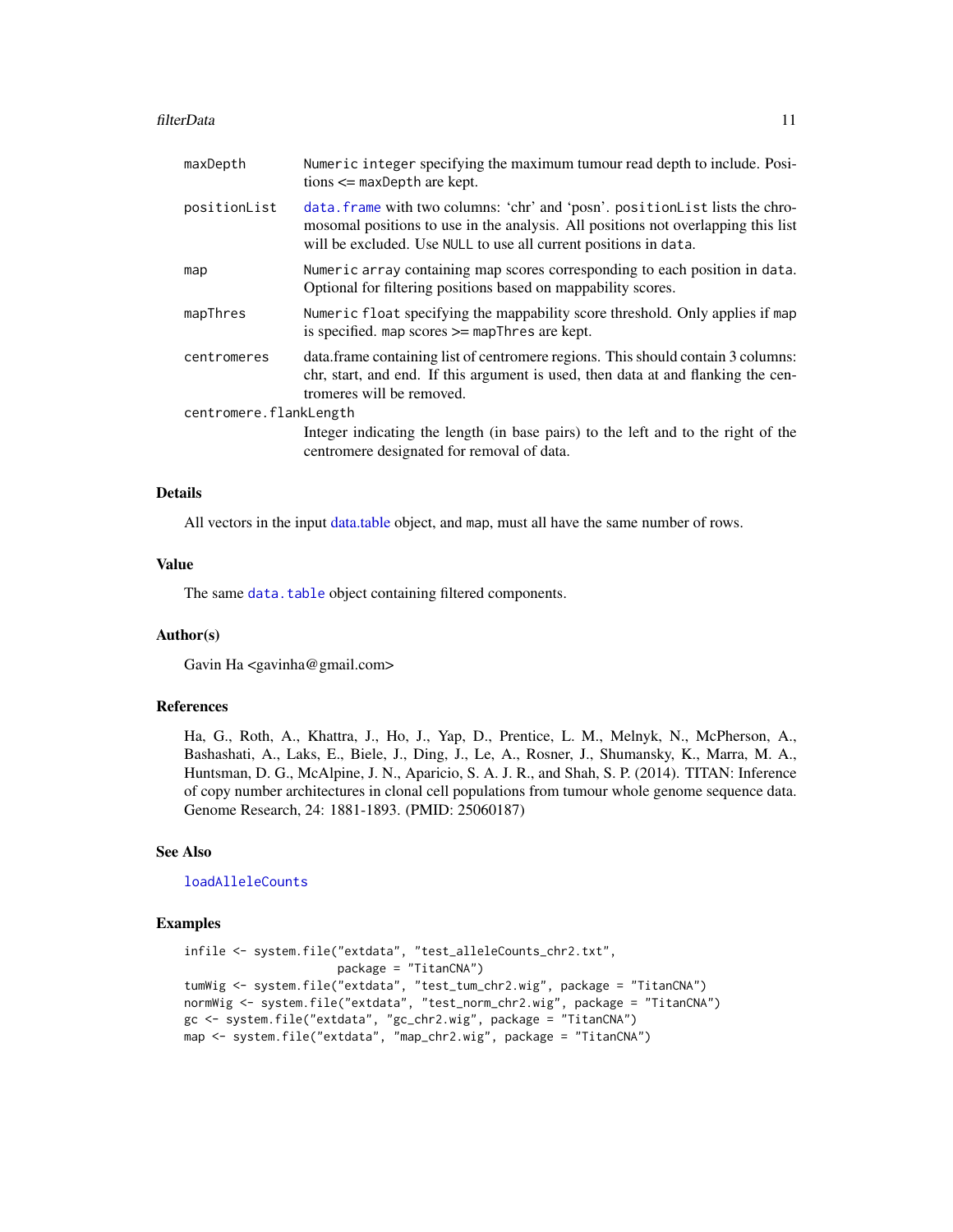| | |
|---|---|
| maxDepth | Numeric integer specifying the maximum tumour read depth to include. Positions <= maxDepth are kept. |
| positionList | data.frame with two columns: 'chr' and 'posn'. positionList lists the chromosomal positions to use in the analysis. All positions not overlapping this list will be excluded. Use NULL to use all current positions in data. |
| map | Numeric array containing map scores corresponding to each position in data. Optional for filtering positions based on mappability scores. |
| mapThres | Numeric float specifying the mappability score threshold. Only applies if map is specified. map scores >= mapThres are kept. |
| centromeres | data.frame containing list of centromere regions. This should contain 3 columns: chr, start, and end. If this argument is used, then data at and flanking the centromeres will be removed. |
| centromere.flankLength | Integer indicating the length (in base pairs) to the left and to the right of the centromere designated for removal of data. |

## Details

All vectors in the input data.table object, and map, must all have the same number of rows.

## Value

The same data.table object containing filtered components.

## Author(s)

Gavin Ha <gavinha@gmail.com>

## References

Ha, G., Roth, A., Khattra, J., Ho, J., Yap, D., Prentice, L. M., Melnyk, N., McPherson, A., Bashashati, A., Laks, E., Biele, J., Ding, J., Le, A., Rosner, J., Shumansky, K., Marra, M. A., Huntsman, D. G., McAlpine, J. N., Aparicio, S. A. J. R., and Shah, S. P. (2014). TITAN: Inference of copy number architectures in clonal cell populations from tumour whole genome sequence data. Genome Research, 24: 1881-1893. (PMID: 25060187)

## See Also

loadAlleleCounts

## Examples

```
infile <- system.file("extdata", "test_alleleCounts_chr2.txt",
                      package = "TitanCNA")
tumWig <- system.file("extdata", "test_tum_chr2.wig", package = "TitanCNA")
normWig <- system.file("extdata", "test_norm_chr2.wig", package = "TitanCNA")
gc <- system.file("extdata", "gc_chr2.wig", package = "TitanCNA")
map <- system.file("extdata", "map_chr2.wig", package = "TitanCNA")
```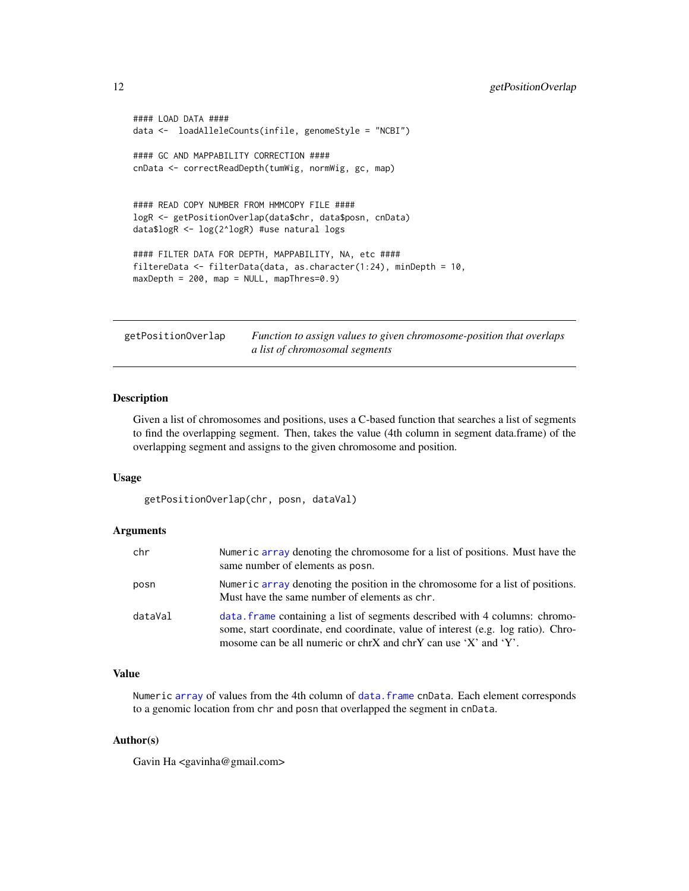```
#### LOAD DATA ####
data <-  loadAlleleCounts(infile, genomeStyle = "NCBI")

#### GC AND MAPPABILITY CORRECTION ####
cnData <- correctReadDepth(tumWig, normWig, gc, map)


#### READ COPY NUMBER FROM HMMCOPY FILE ####
logR <- getPositionOverlap(data$chr, data$posn, cnData)
data$logR <- log(2^logR) #use natural logs

#### FILTER DATA FOR DEPTH, MAPPABILITY, NA, etc ####
filtereData <- filterData(data, as.character(1:24), minDepth = 10,
maxDepth = 200, map = NULL, mapThres=0.9)
```

---

## getPositionOverlap — *Function to assign values to given chromosome-position that overlaps a list of chromosomal segments*

---

### Description

Given a list of chromosomes and positions, uses a C-based function that searches a list of segments to find the overlapping segment. Then, takes the value (4th column in segment data.frame) of the overlapping segment and assigns to the given chromosome and position.

### Usage

```
getPositionOverlap(chr, posn, dataVal)
```

### Arguments

| | |
|---|---|
| `chr` | Numeric `array` denoting the chromosome for a list of positions. Must have the same number of elements as `posn`. |
| `posn` | Numeric `array` denoting the position in the chromosome for a list of positions. Must have the same number of elements as `chr`. |
| `dataVal` | `data.frame` containing a list of segments described with 4 columns: chromosome, start coordinate, end coordinate, value of interest (e.g. log ratio). Chromosome can be all numeric or chrX and chrY can use 'X' and 'Y'. |

### Value

Numeric `array` of values from the 4th column of `data.frame` `cnData`. Each element corresponds to a genomic location from `chr` and `posn` that overlapped the segment in `cnData`.

### Author(s)

Gavin Ha <gavinha@gmail.com>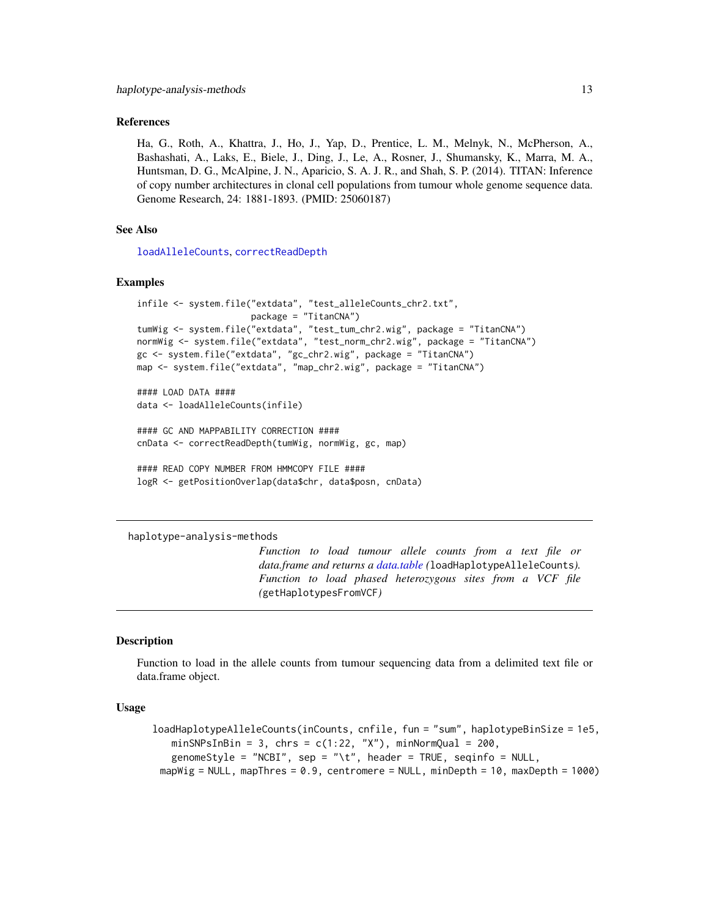### References

Ha, G., Roth, A., Khattra, J., Ho, J., Yap, D., Prentice, L. M., Melnyk, N., McPherson, A., Bashashati, A., Laks, E., Biele, J., Ding, J., Le, A., Rosner, J., Shumansky, K., Marra, M. A., Huntsman, D. G., McAlpine, J. N., Aparicio, S. A. J. R., and Shah, S. P. (2014). TITAN: Inference of copy number architectures in clonal cell populations from tumour whole genome sequence data. Genome Research, 24: 1881-1893. (PMID: 25060187)

### See Also

`loadAlleleCounts`, `correctReadDepth`

### Examples

```
infile <- system.file("extdata", "test_alleleCounts_chr2.txt",
                      package = "TitanCNA")
tumWig <- system.file("extdata", "test_tum_chr2.wig", package = "TitanCNA")
normWig <- system.file("extdata", "test_norm_chr2.wig", package = "TitanCNA")
gc <- system.file("extdata", "gc_chr2.wig", package = "TitanCNA")
map <- system.file("extdata", "map_chr2.wig", package = "TitanCNA")

#### LOAD DATA ####
data <- loadAlleleCounts(infile)

#### GC AND MAPPABILITY CORRECTION ####
cnData <- correctReadDepth(tumWig, normWig, gc, map)

#### READ COPY NUMBER FROM HMMCOPY FILE ####
logR <- getPositionOverlap(data$chr, data$posn, cnData)
```

---

## haplotype-analysis-methods

*Function to load tumour allele counts from a text file or data.frame and returns a data.table (`loadHaplotypeAlleleCounts`). Function to load phased heterozygous sites from a VCF file (`getHaplotypesFromVCF`)*

### Description

Function to load in the allele counts from tumour sequencing data from a delimited text file or data.frame object.

### Usage

```
loadHaplotypeAlleleCounts(inCounts, cnfile, fun = "sum", haplotypeBinSize = 1e5,
    minSNPsInBin = 3, chrs = c(1:22, "X"), minNormQual = 200,
    genomeStyle = "NCBI", sep = "\t", header = TRUE, seqinfo = NULL,
  mapWig = NULL, mapThres = 0.9, centromere = NULL, minDepth = 10, maxDepth = 1000)
```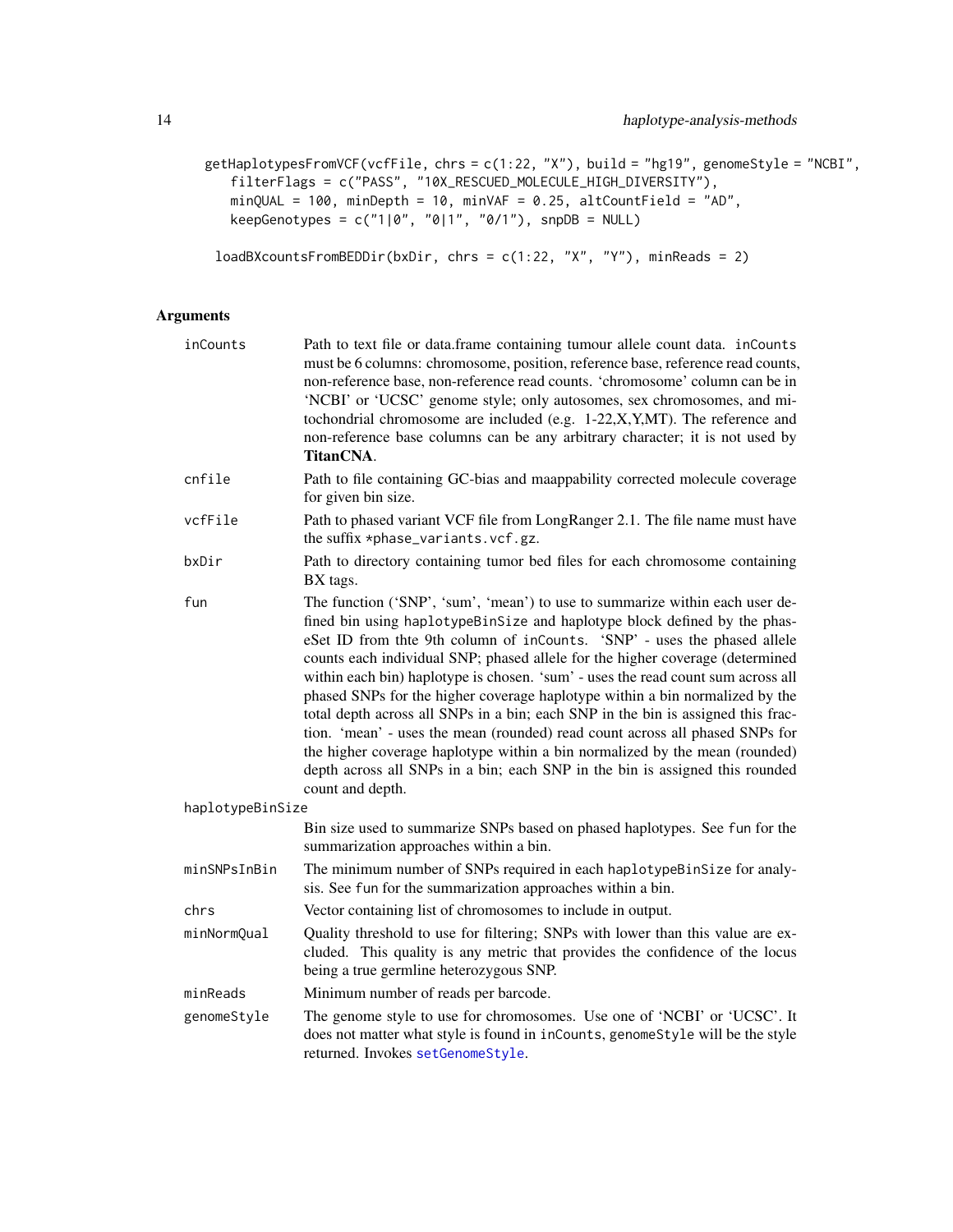```
getHaplotypesFromVCF(vcfFile, chrs = c(1:22, "X"), build = "hg19", genomeStyle = "NCBI",
   filterFlags = c("PASS", "10X_RESCUED_MOLECULE_HIGH_DIVERSITY"),
   minQUAL = 100, minDepth = 10, minVAF = 0.25, altCountField = "AD",
   keepGenotypes = c("1|0", "0|1", "0/1"), snpDB = NULL)

loadBXcountsFromBEDDir(bxDir, chrs = c(1:22, "X", "Y"), minReads = 2)
```

### Arguments

- `inCounts` — Path to text file or data.frame containing tumour allele count data. `inCounts` must be 6 columns: chromosome, position, reference base, reference read counts, non-reference base, non-reference read counts. 'chromosome' column can be in 'NCBI' or 'UCSC' genome style; only autosomes, sex chromosomes, and mitochondrial chromosome are included (e.g. 1-22,X,Y,MT). The reference and non-reference base columns can be any arbitrary character; it is not used by **TitanCNA**.
- `cnfile` — Path to file containing GC-bias and maappability corrected molecule coverage for given bin size.
- `vcfFile` — Path to phased variant VCF file from LongRanger 2.1. The file name must have the suffix `*phase_variants.vcf.gz`.
- `bxDir` — Path to directory containing tumor bed files for each chromosome containing BX tags.
- `fun` — The function ('SNP', 'sum', 'mean') to use to summarize within each user defined bin using `haplotypeBinSize` and haplotype block defined by the phaseSet ID from thte 9th column of `inCounts`. 'SNP' - uses the phased allele counts each individual SNP; phased allele for the higher coverage (determined within each bin) haplotype is chosen. 'sum' - uses the read count sum across all phased SNPs for the higher coverage haplotype within a bin normalized by the total depth across all SNPs in a bin; each SNP in the bin is assigned this fraction. 'mean' - uses the mean (rounded) read count across all phased SNPs for the higher coverage haplotype within a bin normalized by the mean (rounded) depth across all SNPs in a bin; each SNP in the bin is assigned this rounded count and depth.
- `haplotypeBinSize` — Bin size used to summarize SNPs based on phased haplotypes. See `fun` for the summarization approaches within a bin.
- `minSNPsInBin` — The minimum number of SNPs required in each `haplotypeBinSize` for analysis. See `fun` for the summarization approaches within a bin.
- `chrs` — Vector containing list of chromosomes to include in output.
- `minNormQual` — Quality threshold to use for filtering; SNPs with lower than this value are excluded. This quality is any metric that provides the confidence of the locus being a true germline heterozygous SNP.
- `minReads` — Minimum number of reads per barcode.
- `genomeStyle` — The genome style to use for chromosomes. Use one of 'NCBI' or 'UCSC'. It does not matter what style is found in `inCounts`, `genomeStyle` will be the style returned. Invokes `setGenomeStyle`.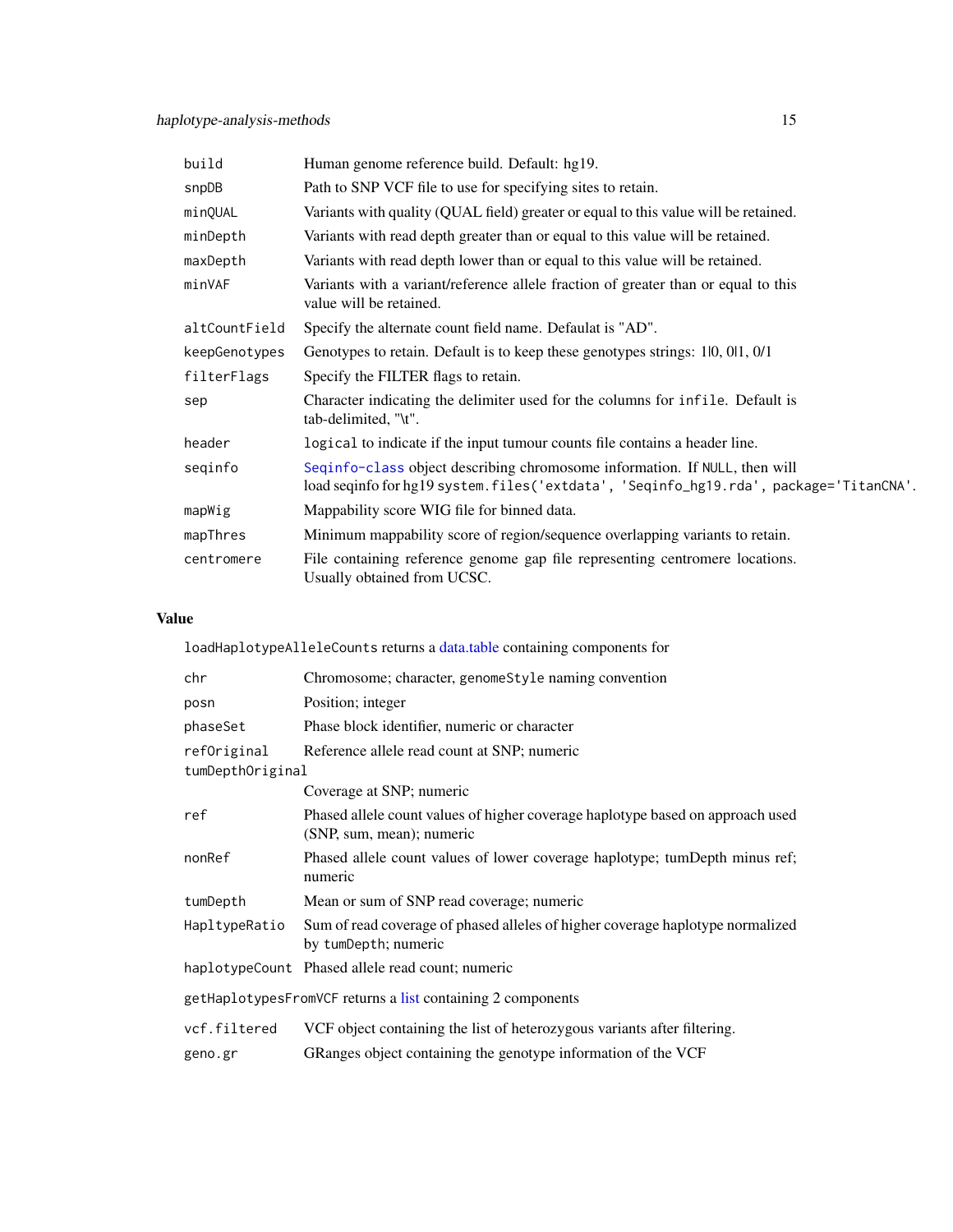| | |
|---|---|
| build | Human genome reference build. Default: hg19. |
| snpDB | Path to SNP VCF file to use for specifying sites to retain. |
| minQUAL | Variants with quality (QUAL field) greater or equal to this value will be retained. |
| minDepth | Variants with read depth greater than or equal to this value will be retained. |
| maxDepth | Variants with read depth lower than or equal to this value will be retained. |
| minVAF | Variants with a variant/reference allele fraction of greater than or equal to this value will be retained. |
| altCountField | Specify the alternate count field name. Defaulat is "AD". |
| keepGenotypes | Genotypes to retain. Default is to keep these genotypes strings: 1\|0, 0\|1, 0/1 |
| filterFlags | Specify the FILTER flags to retain. |
| sep | Character indicating the delimiter used for the columns for `infile`. Default is tab-delimited, "\t". |
| header | `logical` to indicate if the input tumour counts file contains a header line. |
| seqinfo | `Seqinfo-class` object describing chromosome information. If `NULL`, then will load seqinfo for hg19 `system.files('extdata', 'Seqinfo_hg19.rda', package='TitanCNA'`. |
| mapWig | Mappability score WIG file for binned data. |
| mapThres | Minimum mappability score of region/sequence overlapping variants to retain. |
| centromere | File containing reference genome gap file representing centromere locations. Usually obtained from UCSC. |

## Value

`loadHaplotypeAlleleCounts` returns a data.table containing components for

| | |
|---|---|
| chr | Chromosome; character, `genomeStyle` naming convention |
| posn | Position; integer |
| phaseSet | Phase block identifier, numeric or character |
| refOriginal | Reference allele read count at SNP; numeric |
| tumDepthOriginal | Coverage at SNP; numeric |
| ref | Phased allele count values of higher coverage haplotype based on approach used (SNP, sum, mean); numeric |
| nonRef | Phased allele count values of lower coverage haplotype; tumDepth minus ref; numeric |
| tumDepth | Mean or sum of SNP read coverage; numeric |
| HapltypeRatio | Sum of read coverage of phased alleles of higher coverage haplotype normalized by `tumDepth`; numeric |
| haplotypeCount | Phased allele read count; numeric |

`getHaplotypesFromVCF` returns a list containing 2 components

| | |
|---|---|
| vcf.filtered | VCF object containing the list of heterozygous variants after filtering. |
| geno.gr | GRanges object containing the genotype information of the VCF |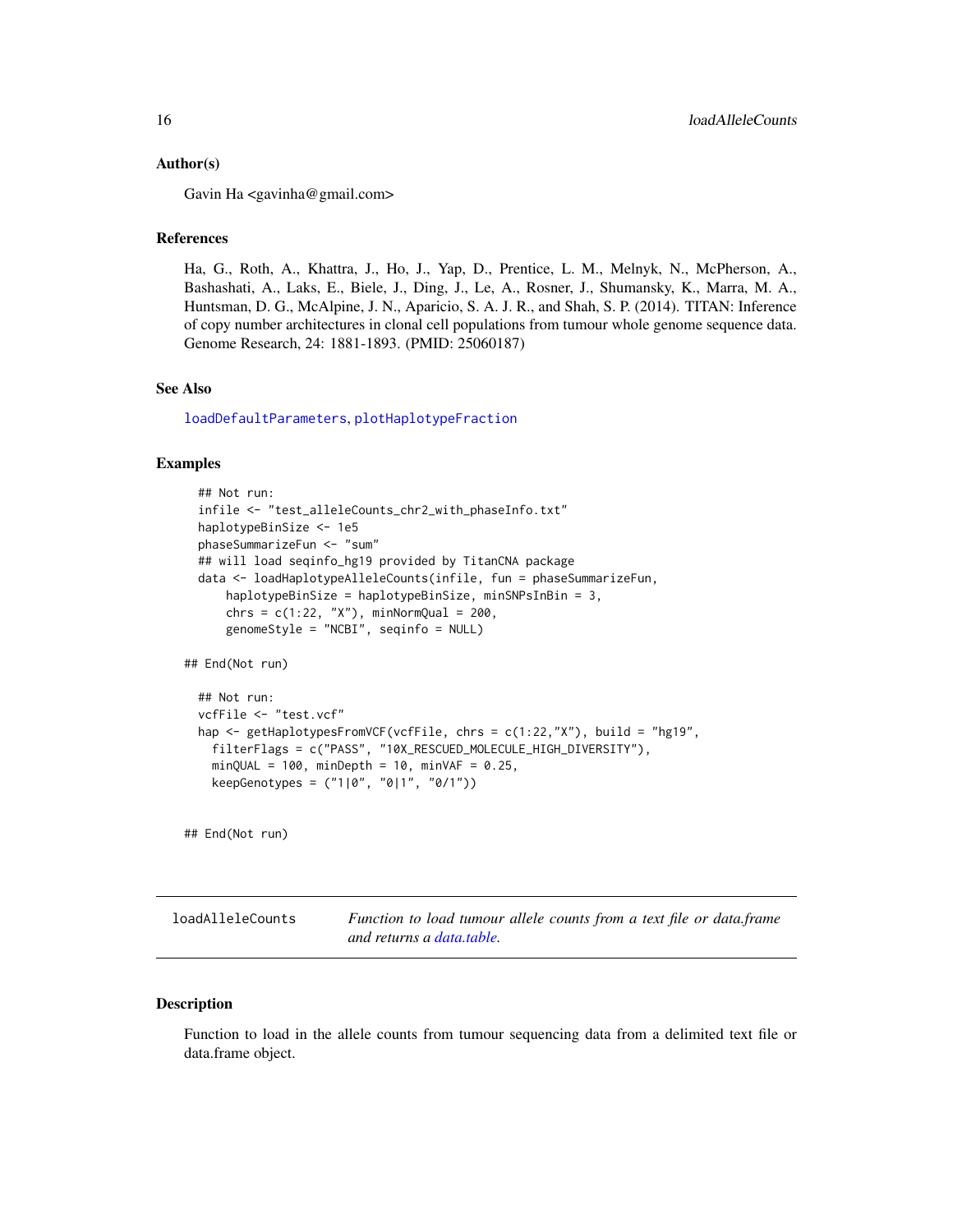### Author(s)

Gavin Ha <gavinha@gmail.com>

### References

Ha, G., Roth, A., Khattra, J., Ho, J., Yap, D., Prentice, L. M., Melnyk, N., McPherson, A., Bashashati, A., Laks, E., Biele, J., Ding, J., Le, A., Rosner, J., Shumansky, K., Marra, M. A., Huntsman, D. G., McAlpine, J. N., Aparicio, S. A. J. R., and Shah, S. P. (2014). TITAN: Inference of copy number architectures in clonal cell populations from tumour whole genome sequence data. Genome Research, 24: 1881-1893. (PMID: 25060187)

### See Also

loadDefaultParameters, plotHaplotypeFraction

### Examples

```
  ## Not run:
  infile <- "test_alleleCounts_chr2_with_phaseInfo.txt"
  haplotypeBinSize <- 1e5
  phaseSummarizeFun <- "sum"
  ## will load seqinfo_hg19 provided by TitanCNA package
  data <- loadHaplotypeAlleleCounts(infile, fun = phaseSummarizeFun,
      haplotypeBinSize = haplotypeBinSize, minSNPsInBin = 3,
      chrs = c(1:22, "X"), minNormQual = 200,
      genomeStyle = "NCBI", seqinfo = NULL)

## End(Not run)

  ## Not run:
  vcfFile <- "test.vcf"
  hap <- getHaplotypesFromVCF(vcfFile, chrs = c(1:22,"X"), build = "hg19",
    filterFlags = c("PASS", "10X_RESCUED_MOLECULE_HIGH_DIVERSITY"),
    minQUAL = 100, minDepth = 10, minVAF = 0.25,
    keepGenotypes = ("1|0", "0|1", "0/1"))


## End(Not run)
```

## loadAlleleCounts — *Function to load tumour allele counts from a text file or data.frame and returns a data.table.*

### Description

Function to load in the allele counts from tumour sequencing data from a delimited text file or data.frame object.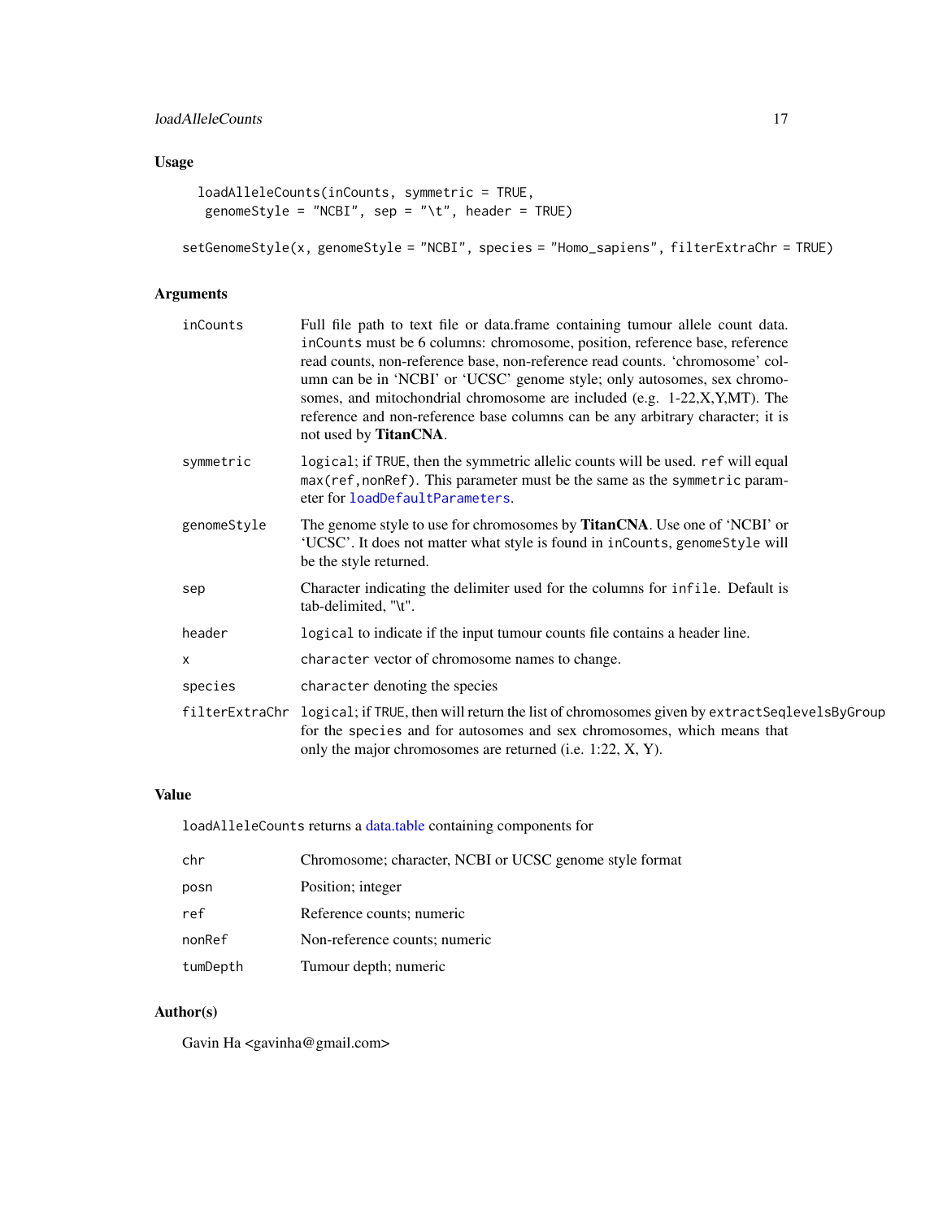## Usage

```
loadAlleleCounts(inCounts, symmetric = TRUE,
  genomeStyle = "NCBI", sep = "\t", header = TRUE)

setGenomeStyle(x, genomeStyle = "NCBI", species = "Homo_sapiens", filterExtraChr = TRUE)
```

## Arguments

| | |
|---|---|
| `inCounts` | Full file path to text file or data.frame containing tumour allele count data. `inCounts` must be 6 columns: chromosome, position, reference base, reference read counts, non-reference base, non-reference read counts. 'chromosome' column can be in 'NCBI' or 'UCSC' genome style; only autosomes, sex chromosomes, and mitochondrial chromosome are included (e.g. 1-22,X,Y,MT). The reference and non-reference base columns can be any arbitrary character; it is not used by **TitanCNA**. |
| `symmetric` | `logical`; if `TRUE`, then the symmetric allelic counts will be used. `ref` will equal `max(ref,nonRef)`. This parameter must be the same as the `symmetric` parameter for `loadDefaultParameters`. |
| `genomeStyle` | The genome style to use for chromosomes by **TitanCNA**. Use one of 'NCBI' or 'UCSC'. It does not matter what style is found in `inCounts`, `genomeStyle` will be the style returned. |
| `sep` | Character indicating the delimiter used for the columns for `infile`. Default is tab-delimited, "\t". |
| `header` | `logical` to indicate if the input tumour counts file contains a header line. |
| `x` | `character` vector of chromosome names to change. |
| `species` | `character` denoting the species |
| `filterExtraChr` | `logical`; if `TRUE`, then will return the list of chromosomes given by `extractSeqlevelsByGroup` for the `species` and for autosomes and sex chromosomes, which means that only the major chromosomes are returned (i.e. 1:22, X, Y). |

## Value

`loadAlleleCounts` returns a data.table containing components for

| | |
|---|---|
| `chr` | Chromosome; character, NCBI or UCSC genome style format |
| `posn` | Position; integer |
| `ref` | Reference counts; numeric |
| `nonRef` | Non-reference counts; numeric |
| `tumDepth` | Tumour depth; numeric |

## Author(s)

Gavin Ha <gavinha@gmail.com>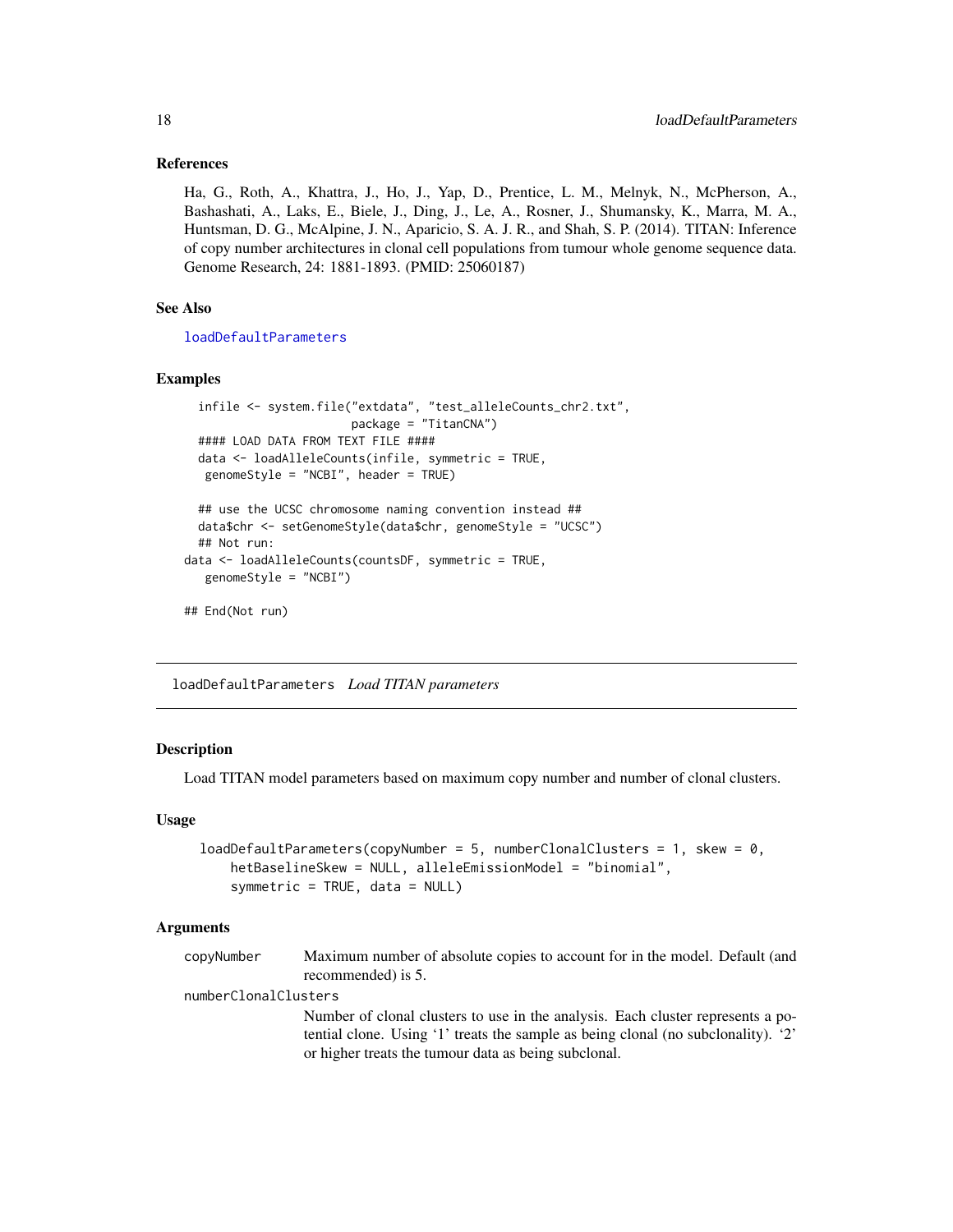### References

Ha, G., Roth, A., Khattra, J., Ho, J., Yap, D., Prentice, L. M., Melnyk, N., McPherson, A., Bashashati, A., Laks, E., Biele, J., Ding, J., Le, A., Rosner, J., Shumansky, K., Marra, M. A., Huntsman, D. G., McAlpine, J. N., Aparicio, S. A. J. R., and Shah, S. P. (2014). TITAN: Inference of copy number architectures in clonal cell populations from tumour whole genome sequence data. Genome Research, 24: 1881-1893. (PMID: 25060187)

### See Also

loadDefaultParameters

### Examples

```
  infile <- system.file("extdata", "test_alleleCounts_chr2.txt",
                      package = "TitanCNA")
  #### LOAD DATA FROM TEXT FILE ####
  data <- loadAlleleCounts(infile, symmetric = TRUE,
   genomeStyle = "NCBI", header = TRUE)

  ## use the UCSC chromosome naming convention instead ##
  data$chr <- setGenomeStyle(data$chr, genomeStyle = "UCSC")
  ## Not run:
data <- loadAlleleCounts(countsDF, symmetric = TRUE,
   genomeStyle = "NCBI")

## End(Not run)
```

## loadDefaultParameters *Load TITAN parameters*

### Description

Load TITAN model parameters based on maximum copy number and number of clonal clusters.

### Usage

```
loadDefaultParameters(copyNumber = 5, numberClonalClusters = 1, skew = 0,
    hetBaselineSkew = NULL, alleleEmissionModel = "binomial",
    symmetric = TRUE, data = NULL)
```

### Arguments

copyNumber
: Maximum number of absolute copies to account for in the model. Default (and recommended) is 5.

numberClonalClusters
: Number of clonal clusters to use in the analysis. Each cluster represents a potential clone. Using '1' treats the sample as being clonal (no subclonality). '2' or higher treats the tumour data as being subclonal.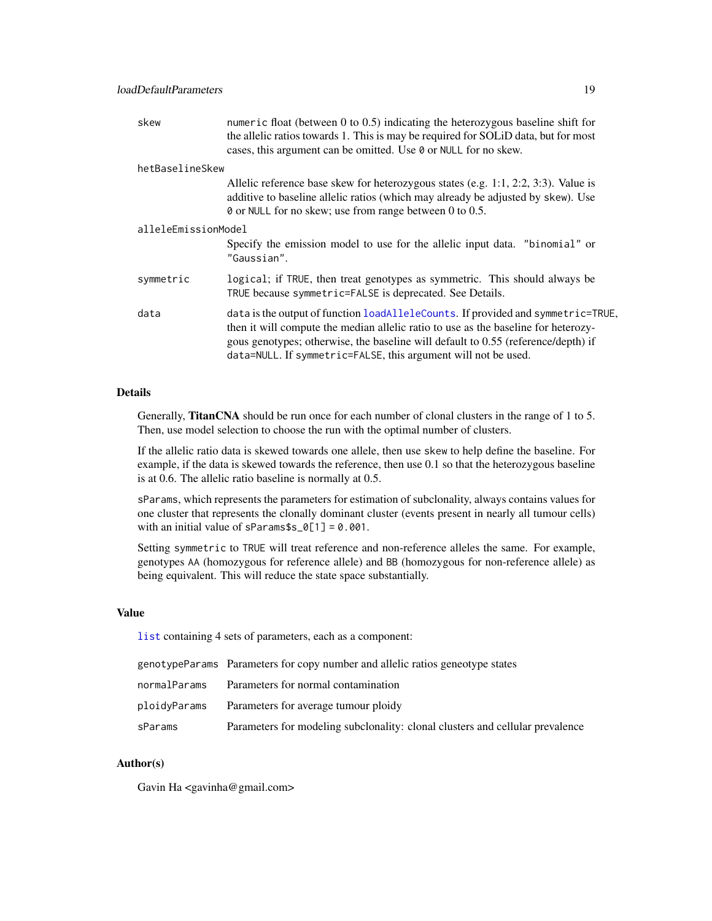| | |
|---|---|
| skew | numeric float (between 0 to 0.5) indicating the heterozygous baseline shift for the allelic ratios towards 1. This is may be required for SOLiD data, but for most cases, this argument can be omitted. Use 0 or NULL for no skew. |
| hetBaselineSkew | Allelic reference base skew for heterozygous states (e.g. 1:1, 2:2, 3:3). Value is additive to baseline allelic ratios (which may already be adjusted by skew). Use 0 or NULL for no skew; use from range between 0 to 0.5. |
| alleleEmissionModel | Specify the emission model to use for the allelic input data. "binomial" or "Gaussian". |
| symmetric | logical; if TRUE, then treat genotypes as symmetric. This should always be TRUE because symmetric=FALSE is deprecated. See Details. |
| data | data is the output of function loadAlleleCounts. If provided and symmetric=TRUE, then it will compute the median allelic ratio to use as the baseline for heterozygous genotypes; otherwise, the baseline will default to 0.55 (reference/depth) if data=NULL. If symmetric=FALSE, this argument will not be used. |

## Details

Generally, **TitanCNA** should be run once for each number of clonal clusters in the range of 1 to 5. Then, use model selection to choose the run with the optimal number of clusters.

If the allelic ratio data is skewed towards one allele, then use skew to help define the baseline. For example, if the data is skewed towards the reference, then use 0.1 so that the heterozygous baseline is at 0.6. The allelic ratio baseline is normally at 0.5.

sParams, which represents the parameters for estimation of subclonality, always contains values for one cluster that represents the clonally dominant cluster (events present in nearly all tumour cells) with an initial value of sParams$s_0[1] = 0.001.

Setting symmetric to TRUE will treat reference and non-reference alleles the same. For example, genotypes AA (homozygous for reference allele) and BB (homozygous for non-reference allele) as being equivalent. This will reduce the state space substantially.

## Value

list containing 4 sets of parameters, each as a component:

| | |
|---|---|
| genotypeParams | Parameters for copy number and allelic ratios geneotype states |
| normalParams | Parameters for normal contamination |
| ploidyParams | Parameters for average tumour ploidy |
| sParams | Parameters for modeling subclonality: clonal clusters and cellular prevalence |

## Author(s)

Gavin Ha <gavinha@gmail.com>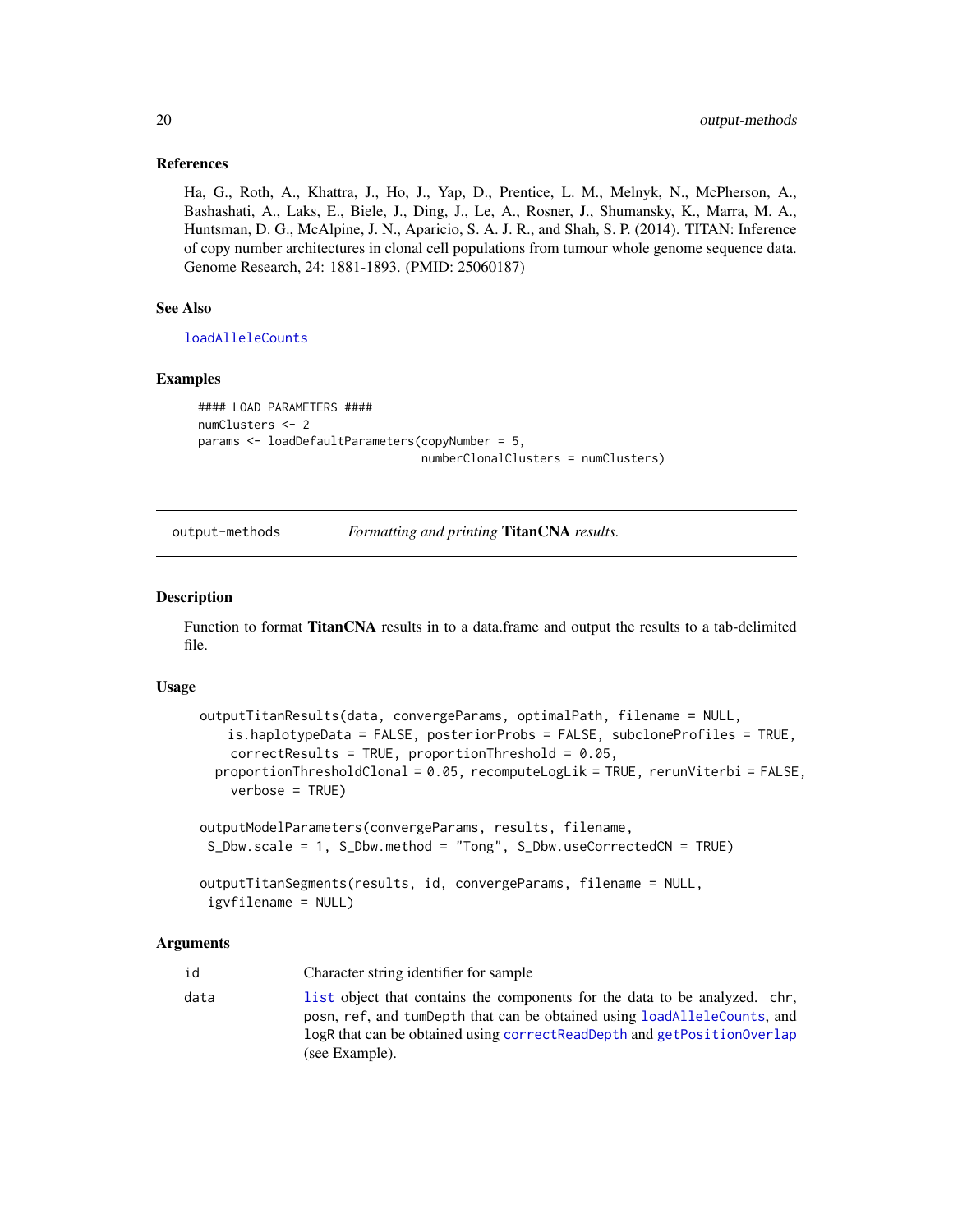### References

Ha, G., Roth, A., Khattra, J., Ho, J., Yap, D., Prentice, L. M., Melnyk, N., McPherson, A., Bashashati, A., Laks, E., Biele, J., Ding, J., Le, A., Rosner, J., Shumansky, K., Marra, M. A., Huntsman, D. G., McAlpine, J. N., Aparicio, S. A. J. R., and Shah, S. P. (2014). TITAN: Inference of copy number architectures in clonal cell populations from tumour whole genome sequence data. Genome Research, 24: 1881-1893. (PMID: 25060187)

### See Also

`loadAlleleCounts`

### Examples

```
#### LOAD PARAMETERS ####
numClusters <- 2
params <- loadDefaultParameters(copyNumber = 5,
                                numberClonalClusters = numClusters)
```

---

## output-methods — *Formatting and printing* **TitanCNA** *results.*

### Description

Function to format **TitanCNA** results in to a data.frame and output the results to a tab-delimited file.

### Usage

```
outputTitanResults(data, convergeParams, optimalPath, filename = NULL,
    is.haplotypeData = FALSE, posteriorProbs = FALSE, subcloneProfiles = TRUE,
    correctResults = TRUE, proportionThreshold = 0.05,
  proportionThresholdClonal = 0.05, recomputeLogLik = TRUE, rerunViterbi = FALSE,
    verbose = TRUE)

outputModelParameters(convergeParams, results, filename,
 S_Dbw.scale = 1, S_Dbw.method = "Tong", S_Dbw.useCorrectedCN = TRUE)

outputTitanSegments(results, id, convergeParams, filename = NULL,
 igvfilename = NULL)
```

### Arguments

| | |
|---|---|
| `id` | Character string identifier for sample |
| `data` | `list` object that contains the components for the data to be analyzed. `chr`, `posn`, `ref`, and `tumDepth` that can be obtained using `loadAlleleCounts`, and `logR` that can be obtained using `correctReadDepth` and `getPositionOverlap` (see Example). |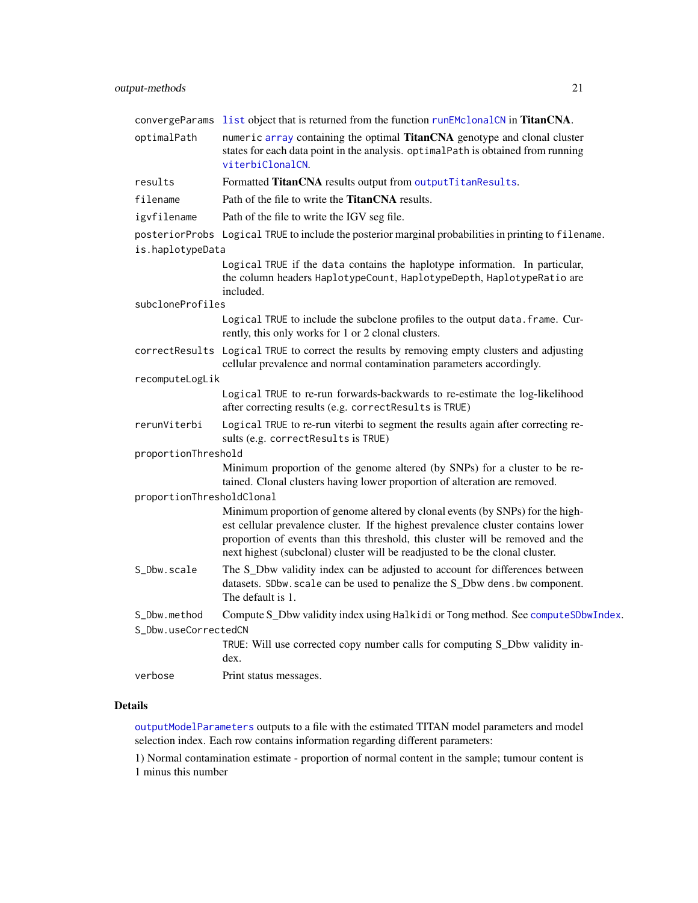convergeParams `list` object that is returned from the function `runEMclonalCN` in **TitanCNA**.

optimalPath numeric `array` containing the optimal **TitanCNA** genotype and clonal cluster states for each data point in the analysis. `optimalPath` is obtained from running `viterbiClonalCN`.

results Formatted **TitanCNA** results output from `outputTitanResults`.

filename Path of the file to write the **TitanCNA** results.

igvfilename Path of the file to write the IGV seg file.

posteriorProbs Logical TRUE to include the posterior marginal probabilities in printing to `filename`.

is.haplotypeData
: Logical TRUE if the data contains the haplotype information. In particular, the column headers `HaplotypeCount`, `HaplotypeDepth`, `HaplotypeRatio` are included.

subcloneProfiles
: Logical TRUE to include the subclone profiles to the output `data.frame`. Currently, this only works for 1 or 2 clonal clusters.

correctResults Logical TRUE to correct the results by removing empty clusters and adjusting cellular prevalence and normal contamination parameters accordingly.

recomputeLogLik
: Logical TRUE to re-run forwards-backwards to re-estimate the log-likelihood after correcting results (e.g. `correctResults` is TRUE)

rerunViterbi Logical TRUE to re-run viterbi to segment the results again after correcting results (e.g. `correctResults` is TRUE)

proportionThreshold
: Minimum proportion of the genome altered (by SNPs) for a cluster to be retained. Clonal clusters having lower proportion of alteration are removed.

proportionThresholdClonal
: Minimum proportion of genome altered by clonal events (by SNPs) for the highest cellular prevalence cluster. If the highest prevalence cluster contains lower proportion of events than this threshold, this cluster will be removed and the next highest (subclonal) cluster will be readjusted to be the clonal cluster.

S_Dbw.scale The S_Dbw validity index can be adjusted to account for differences between datasets. `SDbw.scale` can be used to penalize the S_Dbw `dens.bw` component. The default is 1.

S_Dbw.method Compute S_Dbw validity index using `Halkidi` or `Tong` method. See `computeSDbwIndex`.

S_Dbw.useCorrectedCN
: TRUE: Will use corrected copy number calls for computing S_Dbw validity index.

verbose Print status messages.

## Details

`outputModelParameters` outputs to a file with the estimated TITAN model parameters and model selection index. Each row contains information regarding different parameters:

1) Normal contamination estimate - proportion of normal content in the sample; tumour content is 1 minus this number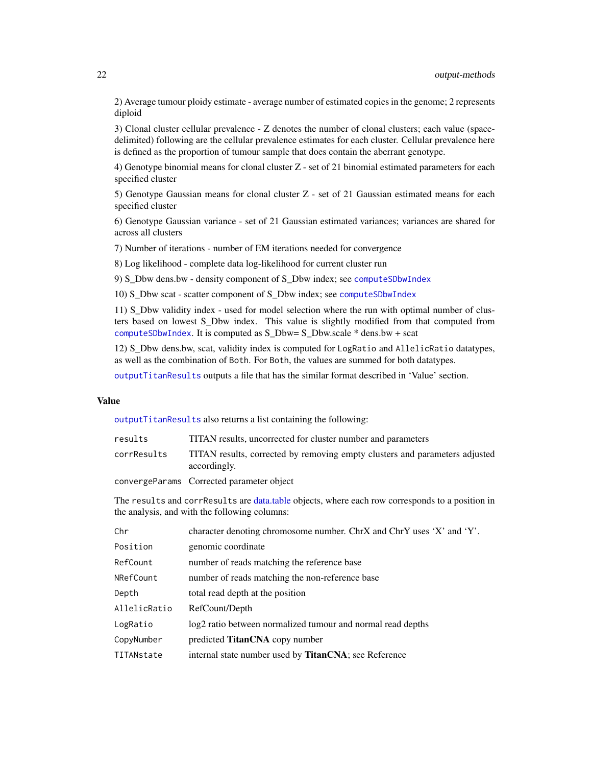2) Average tumour ploidy estimate - average number of estimated copies in the genome; 2 represents diploid

3) Clonal cluster cellular prevalence - Z denotes the number of clonal clusters; each value (space-delimited) following are the cellular prevalence estimates for each cluster. Cellular prevalence here is defined as the proportion of tumour sample that does contain the aberrant genotype.

4) Genotype binomial means for clonal cluster Z - set of 21 binomial estimated parameters for each specified cluster

5) Genotype Gaussian means for clonal cluster Z - set of 21 Gaussian estimated means for each specified cluster

6) Genotype Gaussian variance - set of 21 Gaussian estimated variances; variances are shared for across all clusters

7) Number of iterations - number of EM iterations needed for convergence

8) Log likelihood - complete data log-likelihood for current cluster run

9) S_Dbw dens.bw - density component of S_Dbw index; see `computeSDbwIndex`

10) S_Dbw scat - scatter component of S_Dbw index; see `computeSDbwIndex`

11) S_Dbw validity index - used for model selection where the run with optimal number of clusters based on lowest S_Dbw index. This value is slightly modified from that computed from `computeSDbwIndex`. It is computed as S_Dbw= S_Dbw.scale * dens.bw + scat

12) S_Dbw dens.bw, scat, validity index is computed for `LogRatio` and `AllelicRatio` datatypes, as well as the combination of `Both`. For `Both`, the values are summed for both datatypes.

`outputTitanResults` outputs a file that has the similar format described in 'Value' section.

## Value

`outputTitanResults` also returns a list containing the following:

| | |
|---|---|
| `results` | TITAN results, uncorrected for cluster number and parameters |
| `corrResults` | TITAN results, corrected by removing empty clusters and parameters adjusted accordingly. |
| `convergeParams` | Corrected parameter object |

The `results` and `corrResults` are data.table objects, where each row corresponds to a position in the analysis, and with the following columns:

| | |
|---|---|
| `Chr` | character denoting chromosome number. ChrX and ChrY uses 'X' and 'Y'. |
| `Position` | genomic coordinate |
| `RefCount` | number of reads matching the reference base |
| `NRefCount` | number of reads matching the non-reference base |
| `Depth` | total read depth at the position |
| `AllelicRatio` | RefCount/Depth |
| `LogRatio` | log2 ratio between normalized tumour and normal read depths |
| `CopyNumber` | predicted **TitanCNA** copy number |
| `TITANstate` | internal state number used by **TitanCNA**; see Reference |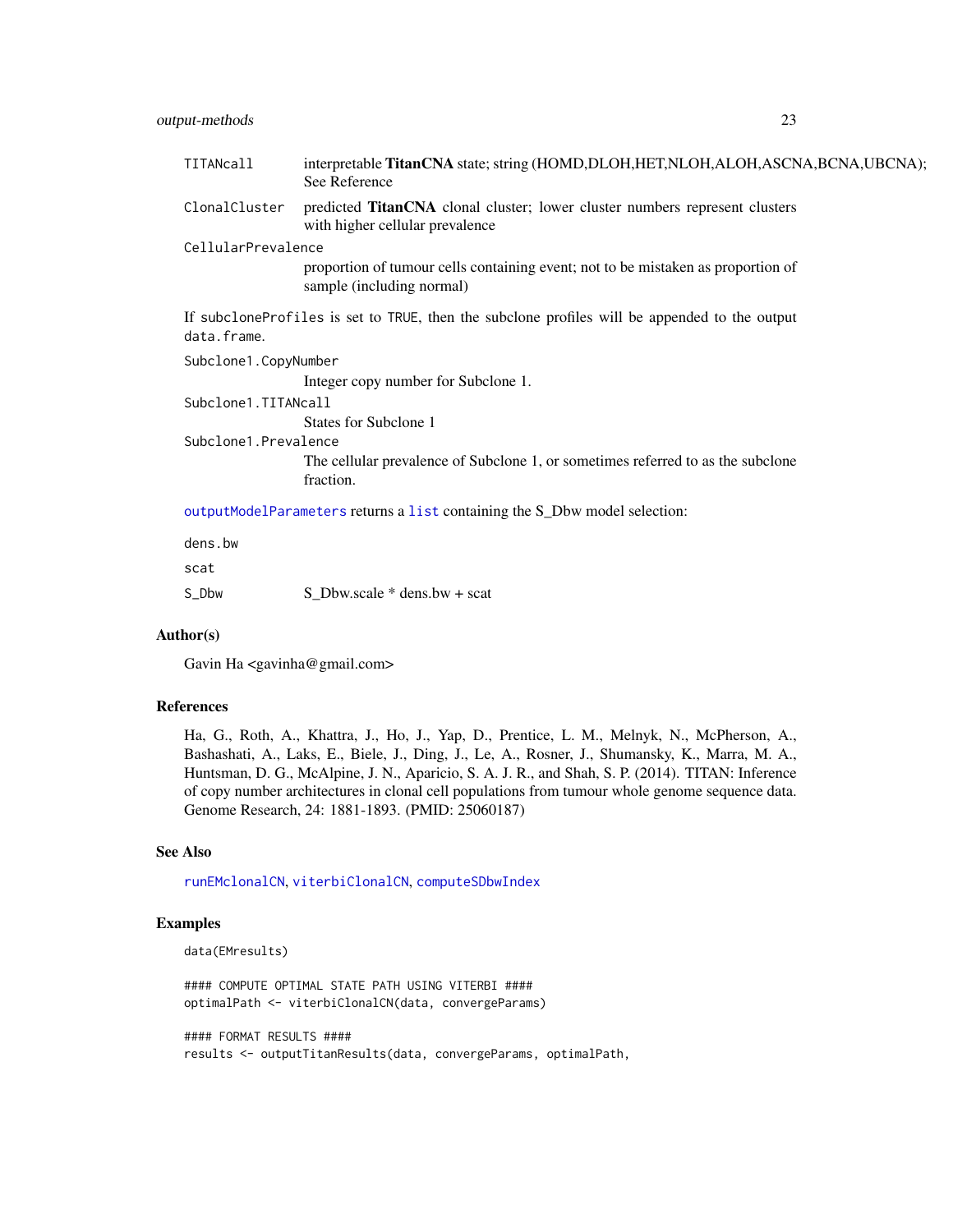TITANcall interpretable **TitanCNA** state; string (HOMD,DLOH,HET,NLOH,ALOH,ASCNA,BCNA,UBCNA); See Reference

ClonalCluster predicted **TitanCNA** clonal cluster; lower cluster numbers represent clusters with higher cellular prevalence

CellularPrevalence
proportion of tumour cells containing event; not to be mistaken as proportion of sample (including normal)

If subcloneProfiles is set to TRUE, then the subclone profiles will be appended to the output data.frame.

Subclone1.CopyNumber
Integer copy number for Subclone 1.

Subclone1.TITANcall
States for Subclone 1

Subclone1.Prevalence
The cellular prevalence of Subclone 1, or sometimes referred to as the subclone fraction.

outputModelParameters returns a list containing the S_Dbw model selection:

dens.bw

scat

S_Dbw S_Dbw.scale * dens.bw + scat

### Author(s)

Gavin Ha <gavinha@gmail.com>

### References

Ha, G., Roth, A., Khattra, J., Ho, J., Yap, D., Prentice, L. M., Melnyk, N., McPherson, A., Bashashati, A., Laks, E., Biele, J., Ding, J., Le, A., Rosner, J., Shumansky, K., Marra, M. A., Huntsman, D. G., McAlpine, J. N., Aparicio, S. A. J. R., and Shah, S. P. (2014). TITAN: Inference of copy number architectures in clonal cell populations from tumour whole genome sequence data. Genome Research, 24: 1881-1893. (PMID: 25060187)

### See Also

runEMclonalCN, viterbiClonalCN, computeSDbwIndex

### Examples

```
data(EMresults)

#### COMPUTE OPTIMAL STATE PATH USING VITERBI ####
optimalPath <- viterbiClonalCN(data, convergeParams)

#### FORMAT RESULTS ####
results <- outputTitanResults(data, convergeParams, optimalPath,
```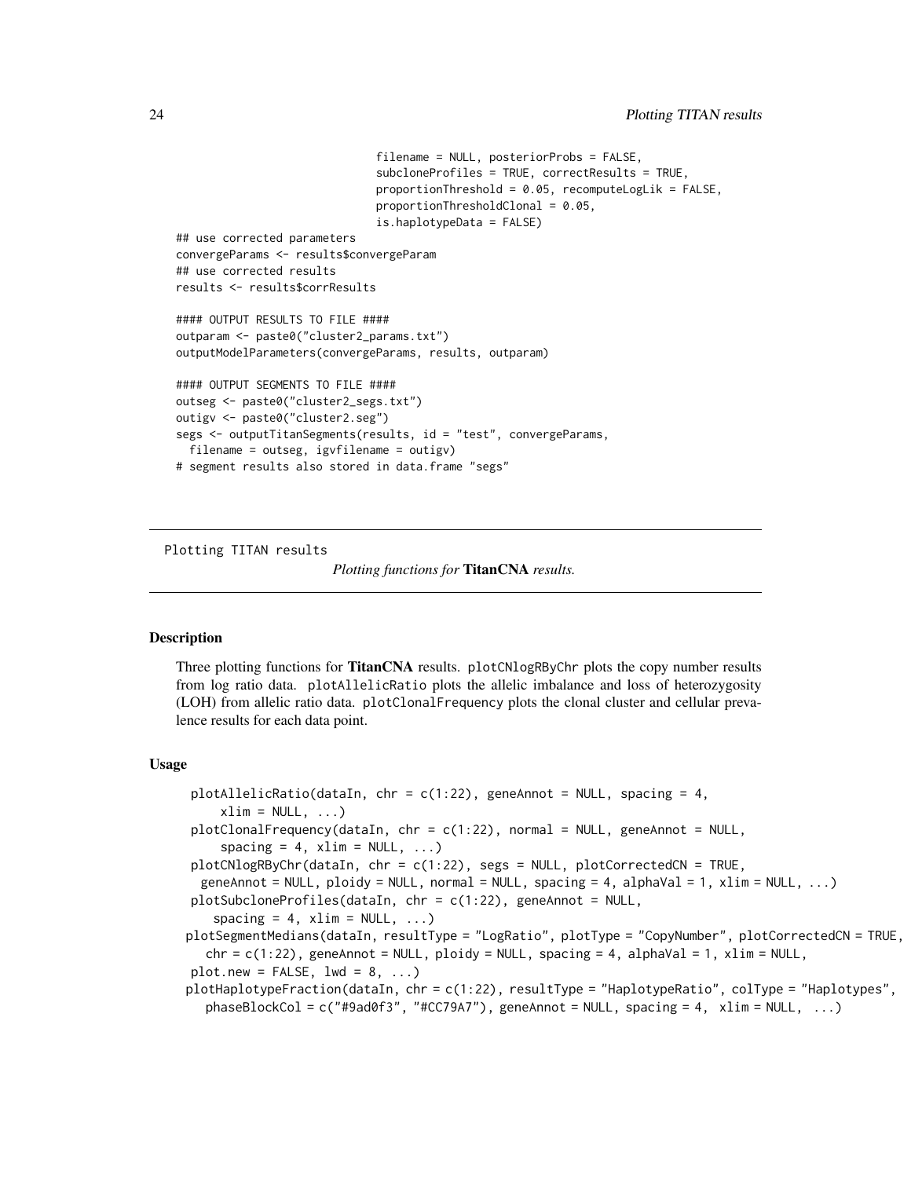```
                              filename = NULL, posteriorProbs = FALSE,
                              subcloneProfiles = TRUE, correctResults = TRUE,
                              proportionThreshold = 0.05, recomputeLogLik = FALSE,
                              proportionThresholdClonal = 0.05,
                              is.haplotypeData = FALSE)
## use corrected parameters
convergeParams <- results$convergeParam
## use corrected results
results <- results$corrResults

#### OUTPUT RESULTS TO FILE ####
outparam <- paste0("cluster2_params.txt")
outputModelParameters(convergeParams, results, outparam)

#### OUTPUT SEGMENTS TO FILE ####
outseg <- paste0("cluster2_segs.txt")
outigv <- paste0("cluster2.seg")
segs <- outputTitanSegments(results, id = "test", convergeParams,
  filename = outseg, igvfilename = outigv)
# segment results also stored in data.frame "segs"
```

---

Plotting TITAN results &emsp; *Plotting functions for* **TitanCNA** *results.*

---

## Description

Three plotting functions for **TitanCNA** results. plotCNlogRByChr plots the copy number results from log ratio data. plotAllelicRatio plots the allelic imbalance and loss of heterozygosity (LOH) from allelic ratio data. plotClonalFrequency plots the clonal cluster and cellular prevalence results for each data point.

## Usage

```
 plotAllelicRatio(dataIn, chr = c(1:22), geneAnnot = NULL, spacing = 4,
     xlim = NULL, ...)
 plotClonalFrequency(dataIn, chr = c(1:22), normal = NULL, geneAnnot = NULL,
     spacing = 4, xlim = NULL, ...)
 plotCNlogRByChr(dataIn, chr = c(1:22), segs = NULL, plotCorrectedCN = TRUE,
   geneAnnot = NULL, ploidy = NULL, normal = NULL, spacing = 4, alphaVal = 1, xlim = NULL, ...)
 plotSubcloneProfiles(dataIn, chr = c(1:22), geneAnnot = NULL,
    spacing = 4, xlim = NULL, ...)
plotSegmentMedians(dataIn, resultType = "LogRatio", plotType = "CopyNumber", plotCorrectedCN = TRUE,
   chr = c(1:22), geneAnnot = NULL, ploidy = NULL, spacing = 4, alphaVal = 1, xlim = NULL,
 plot.new = FALSE, lwd = 8, ...)
plotHaplotypeFraction(dataIn, chr = c(1:22), resultType = "HaplotypeRatio", colType = "Haplotypes",
   phaseBlockCol = c("#9ad0f3", "#CC79A7"), geneAnnot = NULL, spacing = 4,  xlim = NULL,  ...)
```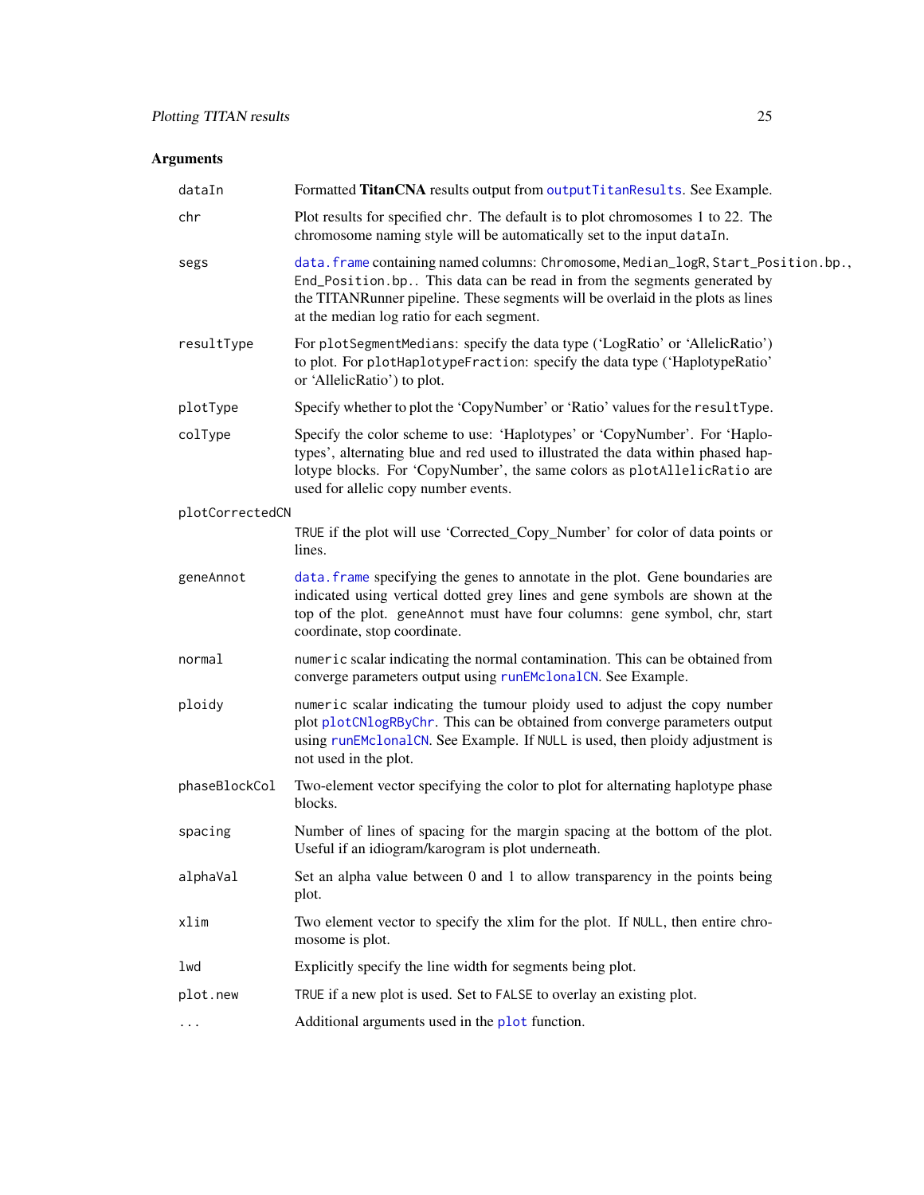## Arguments

| | |
|---|---|
| `dataIn` | Formatted **TitanCNA** results output from `outputTitanResults`. See Example. |
| `chr` | Plot results for specified `chr`. The default is to plot chromosomes 1 to 22. The chromosome naming style will be automatically set to the input `dataIn`. |
| `segs` | `data.frame` containing named columns: `Chromosome`, `Median_logR`, `Start_Position.bp.`, `End_Position.bp.`. This data can be read in from the segments generated by the TITANRunner pipeline. These segments will be overlaid in the plots as lines at the median log ratio for each segment. |
| `resultType` | For `plotSegmentMedians`: specify the data type ('LogRatio' or 'AllelicRatio') to plot. For `plotHaplotypeFraction`: specify the data type ('HaplotypeRatio' or 'AllelicRatio') to plot. |
| `plotType` | Specify whether to plot the 'CopyNumber' or 'Ratio' values for the `resultType`. |
| `colType` | Specify the color scheme to use: 'Haplotypes' or 'CopyNumber'. For 'Haplotypes', alternating blue and red used to illustrated the data within phased haplotype blocks. For 'CopyNumber', the same colors as `plotAllelicRatio` are used for allelic copy number events. |
| `plotCorrectedCN` | `TRUE` if the plot will use 'Corrected_Copy_Number' for color of data points or lines. |
| `geneAnnot` | `data.frame` specifying the genes to annotate in the plot. Gene boundaries are indicated using vertical dotted grey lines and gene symbols are shown at the top of the plot. `geneAnnot` must have four columns: gene symbol, chr, start coordinate, stop coordinate. |
| `normal` | `numeric` scalar indicating the normal contamination. This can be obtained from converge parameters output using `runEMclonalCN`. See Example. |
| `ploidy` | `numeric` scalar indicating the tumour ploidy used to adjust the copy number plot `plotCNlogRByChr`. This can be obtained from converge parameters output using `runEMclonalCN`. See Example. If `NULL` is used, then ploidy adjustment is not used in the plot. |
| `phaseBlockCol` | Two-element vector specifying the color to plot for alternating haplotype phase blocks. |
| `spacing` | Number of lines of spacing for the margin spacing at the bottom of the plot. Useful if an idiogram/karogram is plot underneath. |
| `alphaVal` | Set an alpha value between 0 and 1 to allow transparency in the points being plot. |
| `xlim` | Two element vector to specify the xlim for the plot. If `NULL`, then entire chromosome is plot. |
| `lwd` | Explicitly specify the line width for segments being plot. |
| `plot.new` | `TRUE` if a new plot is used. Set to `FALSE` to overlay an existing plot. |
| `...` | Additional arguments used in the `plot` function. |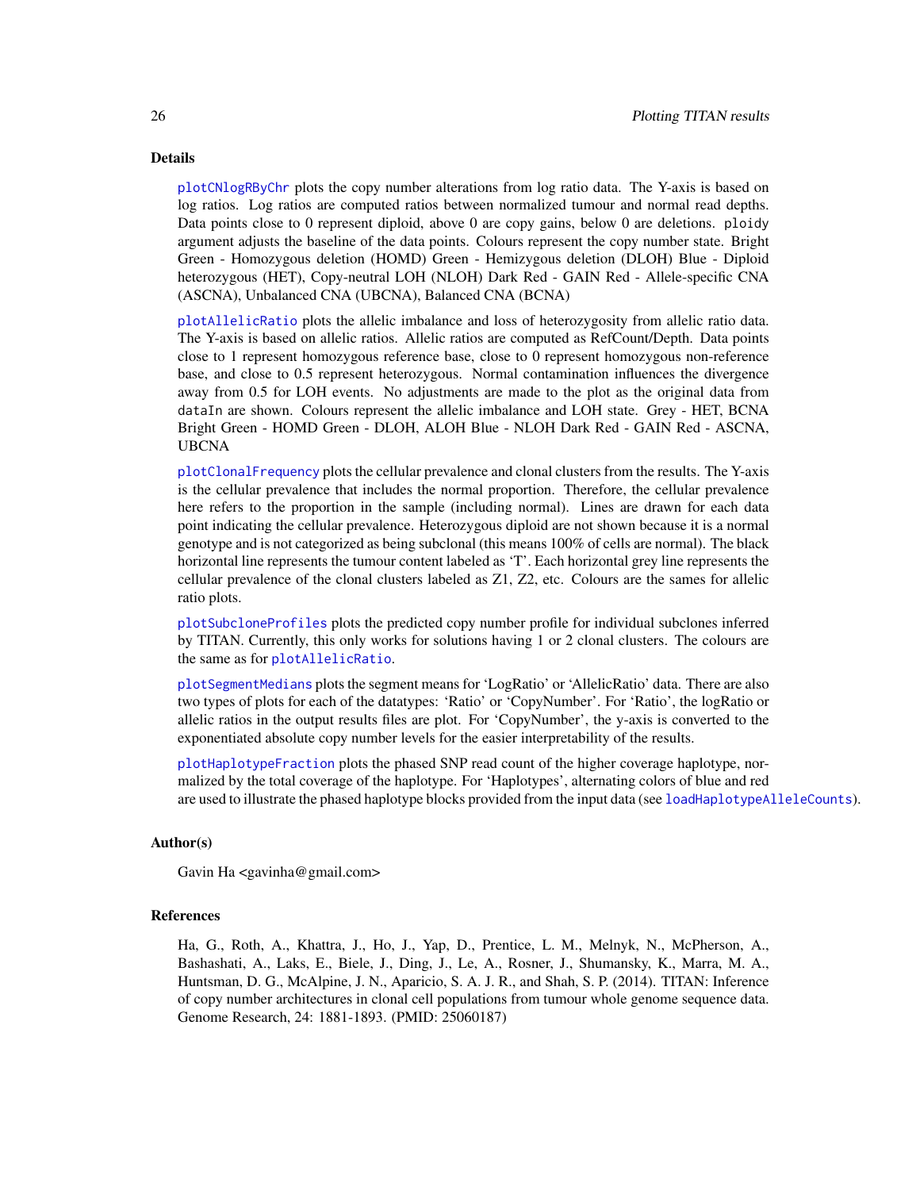### Details

plotCNlogRByChr plots the copy number alterations from log ratio data. The Y-axis is based on log ratios. Log ratios are computed ratios between normalized tumour and normal read depths. Data points close to 0 represent diploid, above 0 are copy gains, below 0 are deletions. ploidy argument adjusts the baseline of the data points. Colours represent the copy number state. Bright Green - Homozygous deletion (HOMD) Green - Hemizygous deletion (DLOH) Blue - Diploid heterozygous (HET), Copy-neutral LOH (NLOH) Dark Red - GAIN Red - Allele-specific CNA (ASCNA), Unbalanced CNA (UBCNA), Balanced CNA (BCNA)

plotAllelicRatio plots the allelic imbalance and loss of heterozygosity from allelic ratio data. The Y-axis is based on allelic ratios. Allelic ratios are computed as RefCount/Depth. Data points close to 1 represent homozygous reference base, close to 0 represent homozygous non-reference base, and close to 0.5 represent heterozygous. Normal contamination influences the divergence away from 0.5 for LOH events. No adjustments are made to the plot as the original data from dataIn are shown. Colours represent the allelic imbalance and LOH state. Grey - HET, BCNA Bright Green - HOMD Green - DLOH, ALOH Blue - NLOH Dark Red - GAIN Red - ASCNA, UBCNA

plotClonalFrequency plots the cellular prevalence and clonal clusters from the results. The Y-axis is the cellular prevalence that includes the normal proportion. Therefore, the cellular prevalence here refers to the proportion in the sample (including normal). Lines are drawn for each data point indicating the cellular prevalence. Heterozygous diploid are not shown because it is a normal genotype and is not categorized as being subclonal (this means 100% of cells are normal). The black horizontal line represents the tumour content labeled as 'T'. Each horizontal grey line represents the cellular prevalence of the clonal clusters labeled as Z1, Z2, etc. Colours are the sames for allelic ratio plots.

plotSubcloneProfiles plots the predicted copy number profile for individual subclones inferred by TITAN. Currently, this only works for solutions having 1 or 2 clonal clusters. The colours are the same as for plotAllelicRatio.

plotSegmentMedians plots the segment means for 'LogRatio' or 'AllelicRatio' data. There are also two types of plots for each of the datatypes: 'Ratio' or 'CopyNumber'. For 'Ratio', the logRatio or allelic ratios in the output results files are plot. For 'CopyNumber', the y-axis is converted to the exponentiated absolute copy number levels for the easier interpretability of the results.

plotHaplotypeFraction plots the phased SNP read count of the higher coverage haplotype, normalized by the total coverage of the haplotype. For 'Haplotypes', alternating colors of blue and red are used to illustrate the phased haplotype blocks provided from the input data (see loadHaplotypeAlleleCounts).

### Author(s)

Gavin Ha <gavinha@gmail.com>

### References

Ha, G., Roth, A., Khattra, J., Ho, J., Yap, D., Prentice, L. M., Melnyk, N., McPherson, A., Bashashati, A., Laks, E., Biele, J., Ding, J., Le, A., Rosner, J., Shumansky, K., Marra, M. A., Huntsman, D. G., McAlpine, J. N., Aparicio, S. A. J. R., and Shah, S. P. (2014). TITAN: Inference of copy number architectures in clonal cell populations from tumour whole genome sequence data. Genome Research, 24: 1881-1893. (PMID: 25060187)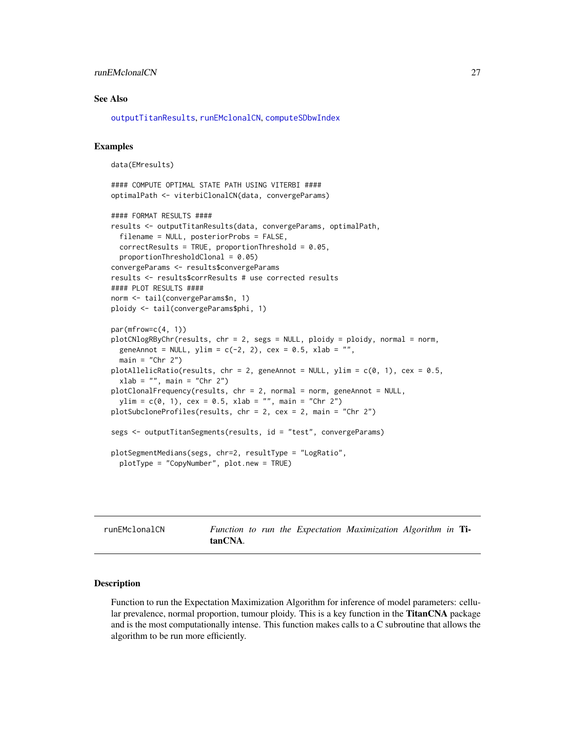### See Also

outputTitanResults, runEMclonalCN, computeSDbwIndex

### Examples

```
data(EMresults)

#### COMPUTE OPTIMAL STATE PATH USING VITERBI ####
optimalPath <- viterbiClonalCN(data, convergeParams)

#### FORMAT RESULTS ####
results <- outputTitanResults(data, convergeParams, optimalPath,
  filename = NULL, posteriorProbs = FALSE,
  correctResults = TRUE, proportionThreshold = 0.05,
  proportionThresholdClonal = 0.05)
convergeParams <- results$convergeParams
results <- results$corrResults # use corrected results
#### PLOT RESULTS ####
norm <- tail(convergeParams$n, 1)
ploidy <- tail(convergeParams$phi, 1)

par(mfrow=c(4, 1))
plotCNlogRByChr(results, chr = 2, segs = NULL, ploidy = ploidy, normal = norm,
  geneAnnot = NULL, ylim = c(-2, 2), cex = 0.5, xlab = "",
  main = "Chr 2")
plotAllelicRatio(results, chr = 2, geneAnnot = NULL, ylim = c(0, 1), cex = 0.5,
  xlab = "", main = "Chr 2")
plotClonalFrequency(results, chr = 2, normal = norm, geneAnnot = NULL,
  ylim = c(0, 1), cex = 0.5, xlab = "", main = "Chr 2")
plotSubcloneProfiles(results, chr = 2, cex = 2, main = "Chr 2")

segs <- outputTitanSegments(results, id = "test", convergeParams)

plotSegmentMedians(segs, chr=2, resultType = "LogRatio",
  plotType = "CopyNumber", plot.new = TRUE)
```

---

## runEMclonalCN — *Function to run the Expectation Maximization Algorithm in* **TitanCNA**.

### Description

Function to run the Expectation Maximization Algorithm for inference of model parameters: cellular prevalence, normal proportion, tumour ploidy. This is a key function in the **TitanCNA** package and is the most computationally intense. This function makes calls to a C subroutine that allows the algorithm to be run more efficiently.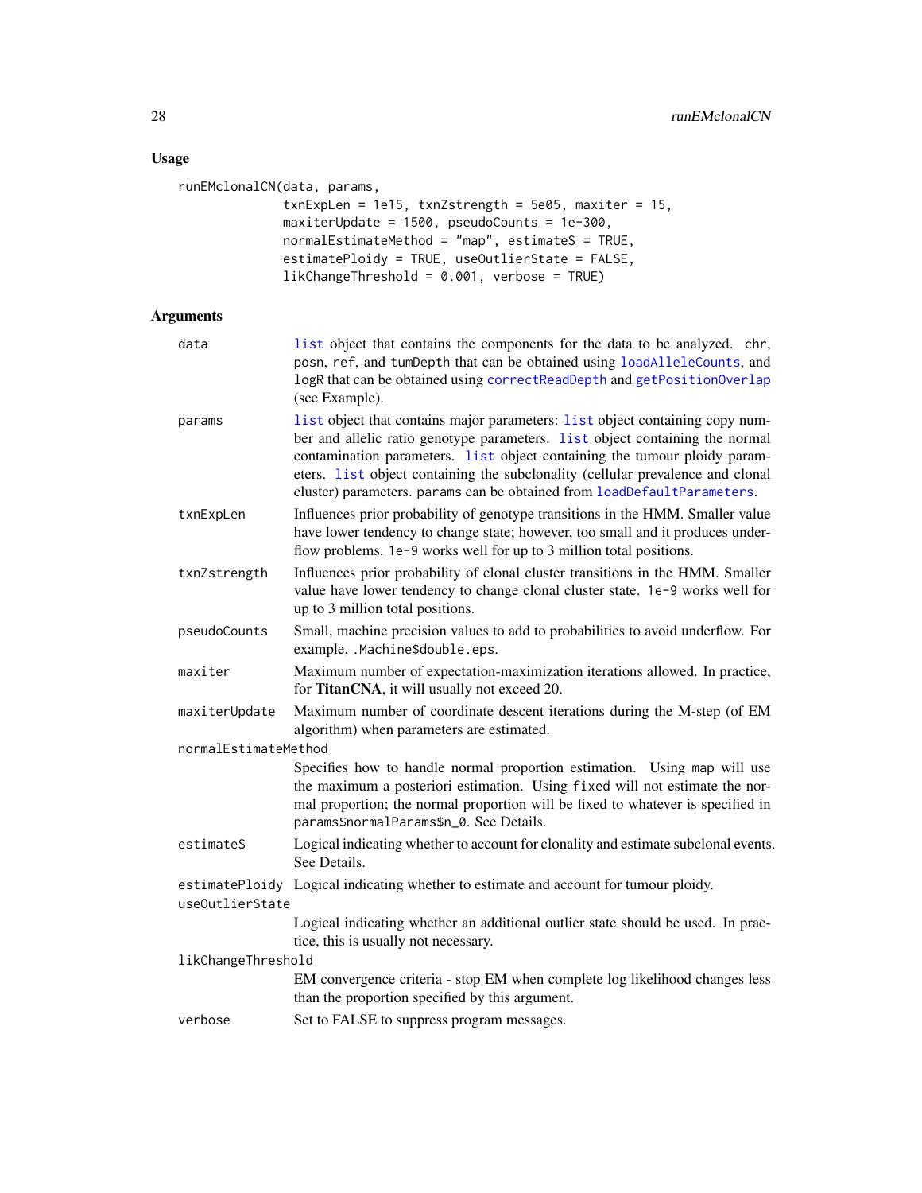## Usage

```
runEMclonalCN(data, params,
              txnExpLen = 1e15, txnZstrength = 5e05, maxiter = 15,
              maxiterUpdate = 1500, pseudoCounts = 1e-300,
              normalEstimateMethod = "map", estimateS = TRUE,
              estimatePloidy = TRUE, useOutlierState = FALSE,
              likChangeThreshold = 0.001, verbose = TRUE)
```

## Arguments

| | |
|---|---|
| data | list object that contains the components for the data to be analyzed. chr, posn, ref, and tumDepth that can be obtained using loadAlleleCounts, and logR that can be obtained using correctReadDepth and getPositionOverlap (see Example). |
| params | list object that contains major parameters: list object containing copy number and allelic ratio genotype parameters. list object containing the normal contamination parameters. list object containing the tumour ploidy parameters. list object containing the subclonality (cellular prevalence and clonal cluster) parameters. params can be obtained from loadDefaultParameters. |
| txnExpLen | Influences prior probability of genotype transitions in the HMM. Smaller value have lower tendency to change state; however, too small and it produces underflow problems. 1e-9 works well for up to 3 million total positions. |
| txnZstrength | Influences prior probability of clonal cluster transitions in the HMM. Smaller value have lower tendency to change clonal cluster state. 1e-9 works well for up to 3 million total positions. |
| pseudoCounts | Small, machine precision values to add to probabilities to avoid underflow. For example, .Machine$double.eps. |
| maxiter | Maximum number of expectation-maximization iterations allowed. In practice, for **TitanCNA**, it will usually not exceed 20. |
| maxiterUpdate | Maximum number of coordinate descent iterations during the M-step (of EM algorithm) when parameters are estimated. |
| normalEstimateMethod | Specifies how to handle normal proportion estimation. Using map will use the maximum a posteriori estimation. Using fixed will not estimate the normal proportion; the normal proportion will be fixed to whatever is specified in params$normalParams$n_0. See Details. |
| estimateS | Logical indicating whether to account for clonality and estimate subclonal events. See Details. |
| estimatePloidy | Logical indicating whether to estimate and account for tumour ploidy. |
| useOutlierState | Logical indicating whether an additional outlier state should be used. In practice, this is usually not necessary. |
| likChangeThreshold | EM convergence criteria - stop EM when complete log likelihood changes less than the proportion specified by this argument. |
| verbose | Set to FALSE to suppress program messages. |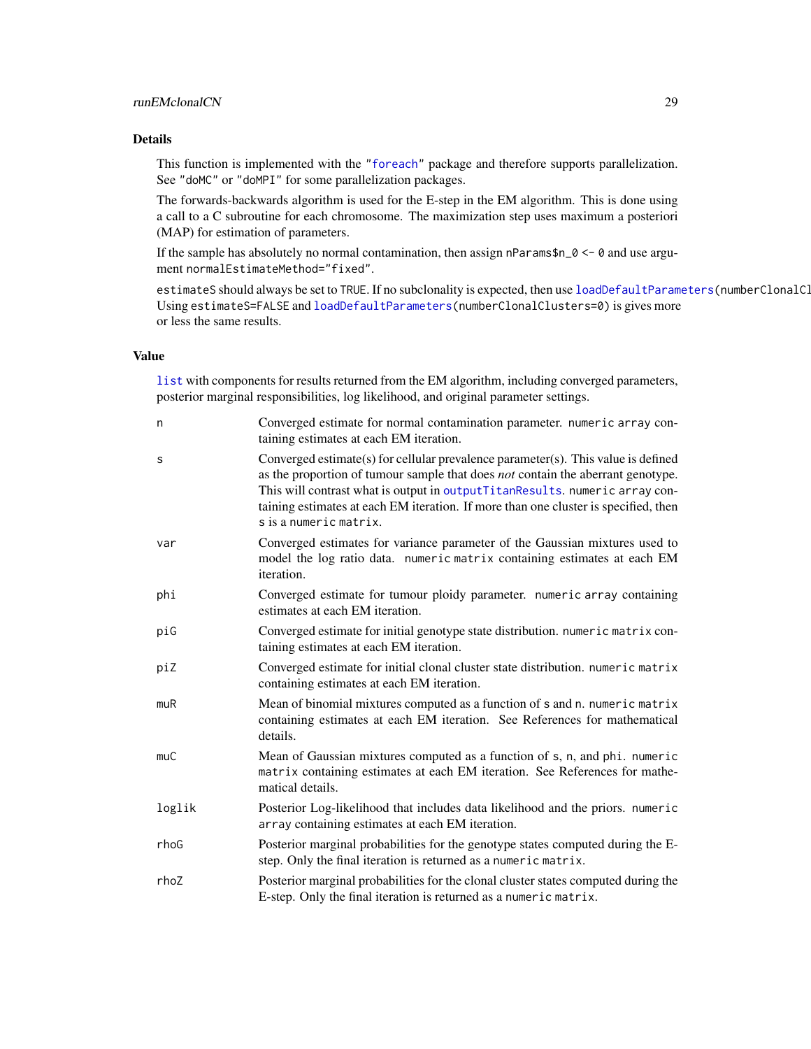## Details

This function is implemented with the "foreach" package and therefore supports parallelization. See "doMC" or "doMPI" for some parallelization packages.

The forwards-backwards algorithm is used for the E-step in the EM algorithm. This is done using a call to a C subroutine for each chromosome. The maximization step uses maximum a posteriori (MAP) for estimation of parameters.

If the sample has absolutely no normal contamination, then assign `nParams$n_0 <- 0` and use argument `normalEstimateMethod="fixed"`.

`estimateS` should always be set to `TRUE`. If no subclonality is expected, then use `loadDefaultParameters(numberClonalCl`
Using `estimateS=FALSE` and `loadDefaultParameters(numberClonalClusters=0)` is gives more or less the same results.

## Value

`list` with components for results returned from the EM algorithm, including converged parameters, posterior marginal responsibilities, log likelihood, and original parameter settings.

| | |
|---|---|
| `n` | Converged estimate for normal contamination parameter. `numeric array` containing estimates at each EM iteration. |
| `s` | Converged estimate(s) for cellular prevalence parameter(s). This value is defined as the proportion of tumour sample that does *not* contain the aberrant genotype. This will contrast what is output in `outputTitanResults`. `numeric array` containing estimates at each EM iteration. If more than one cluster is specified, then `s` is a `numeric matrix`. |
| `var` | Converged estimates for variance parameter of the Gaussian mixtures used to model the log ratio data. `numeric matrix` containing estimates at each EM iteration. |
| `phi` | Converged estimate for tumour ploidy parameter. `numeric array` containing estimates at each EM iteration. |
| `piG` | Converged estimate for initial genotype state distribution. `numeric matrix` containing estimates at each EM iteration. |
| `piZ` | Converged estimate for initial clonal cluster state distribution. `numeric matrix` containing estimates at each EM iteration. |
| `muR` | Mean of binomial mixtures computed as a function of `s` and `n`. `numeric matrix` containing estimates at each EM iteration. See References for mathematical details. |
| `muC` | Mean of Gaussian mixtures computed as a function of `s`, `n`, and `phi`. `numeric matrix` containing estimates at each EM iteration. See References for mathematical details. |
| `loglik` | Posterior Log-likelihood that includes data likelihood and the priors. `numeric array` containing estimates at each EM iteration. |
| `rhoG` | Posterior marginal probabilities for the genotype states computed during the E-step. Only the final iteration is returned as a `numeric matrix`. |
| `rhoZ` | Posterior marginal probabilities for the clonal cluster states computed during the E-step. Only the final iteration is returned as a `numeric matrix`. |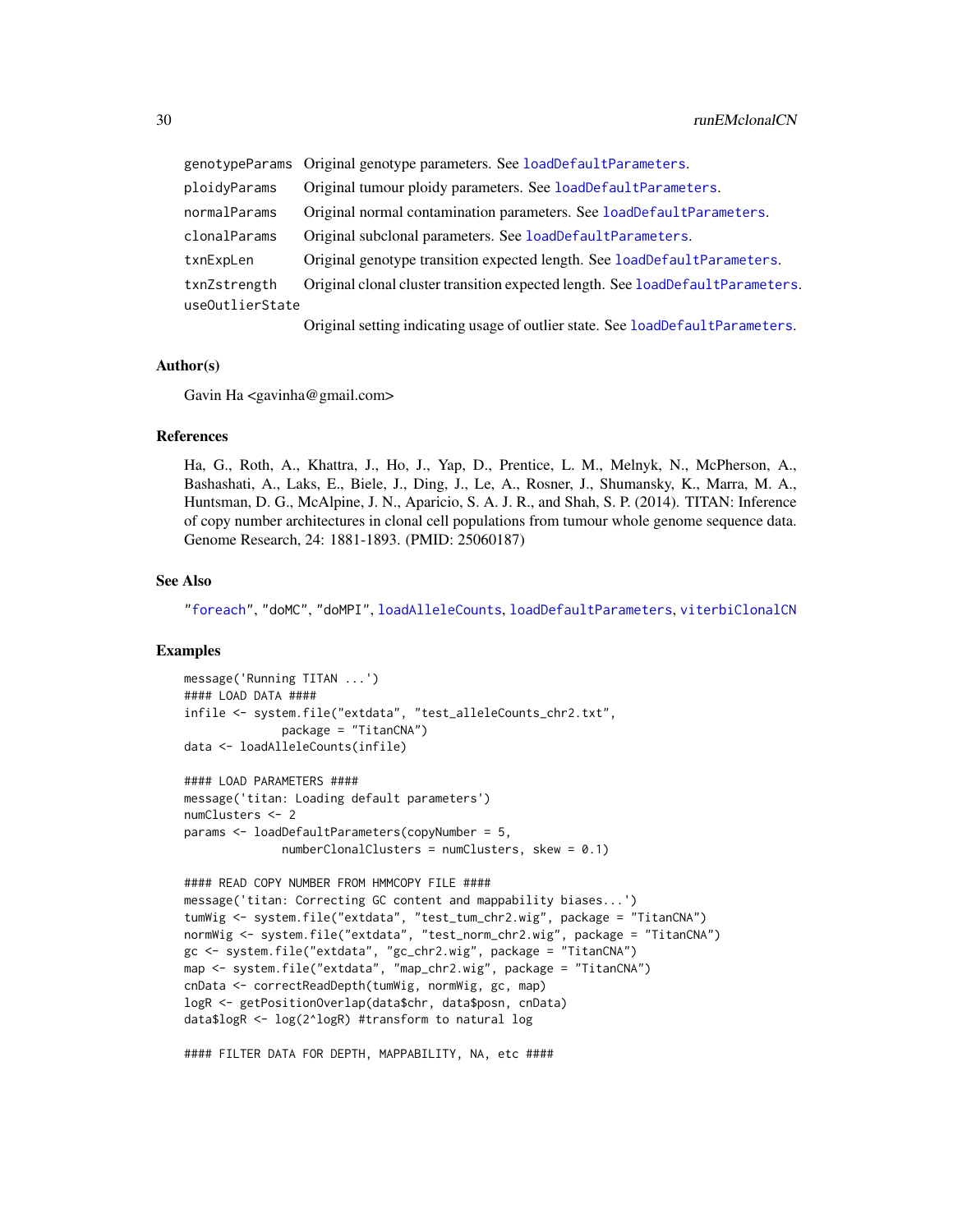| | |
|---|---|
| genotypeParams | Original genotype parameters. See loadDefaultParameters. |
| ploidyParams | Original tumour ploidy parameters. See loadDefaultParameters. |
| normalParams | Original normal contamination parameters. See loadDefaultParameters. |
| clonalParams | Original subclonal parameters. See loadDefaultParameters. |
| txnExpLen | Original genotype transition expected length. See loadDefaultParameters. |
| txnZstrength | Original clonal cluster transition expected length. See loadDefaultParameters. |
| useOutlierState | Original setting indicating usage of outlier state. See loadDefaultParameters. |

### Author(s)

Gavin Ha <gavinha@gmail.com>

### References

Ha, G., Roth, A., Khattra, J., Ho, J., Yap, D., Prentice, L. M., Melnyk, N., McPherson, A., Bashashati, A., Laks, E., Biele, J., Ding, J., Le, A., Rosner, J., Shumansky, K., Marra, M. A., Huntsman, D. G., McAlpine, J. N., Aparicio, S. A. J. R., and Shah, S. P. (2014). TITAN: Inference of copy number architectures in clonal cell populations from tumour whole genome sequence data. Genome Research, 24: 1881-1893. (PMID: 25060187)

### See Also

"foreach", "doMC", "doMPI", loadAlleleCounts, loadDefaultParameters, viterbiClonalCN

### Examples

```
message('Running TITAN ...')
#### LOAD DATA ####
infile <- system.file("extdata", "test_alleleCounts_chr2.txt",
              package = "TitanCNA")
data <- loadAlleleCounts(infile)

#### LOAD PARAMETERS ####
message('titan: Loading default parameters')
numClusters <- 2
params <- loadDefaultParameters(copyNumber = 5,
              numberClonalClusters = numClusters, skew = 0.1)

#### READ COPY NUMBER FROM HMMCOPY FILE ####
message('titan: Correcting GC content and mappability biases...')
tumWig <- system.file("extdata", "test_tum_chr2.wig", package = "TitanCNA")
normWig <- system.file("extdata", "test_norm_chr2.wig", package = "TitanCNA")
gc <- system.file("extdata", "gc_chr2.wig", package = "TitanCNA")
map <- system.file("extdata", "map_chr2.wig", package = "TitanCNA")
cnData <- correctReadDepth(tumWig, normWig, gc, map)
logR <- getPositionOverlap(data$chr, data$posn, cnData)
data$logR <- log(2^logR) #transform to natural log

#### FILTER DATA FOR DEPTH, MAPPABILITY, NA, etc ####
```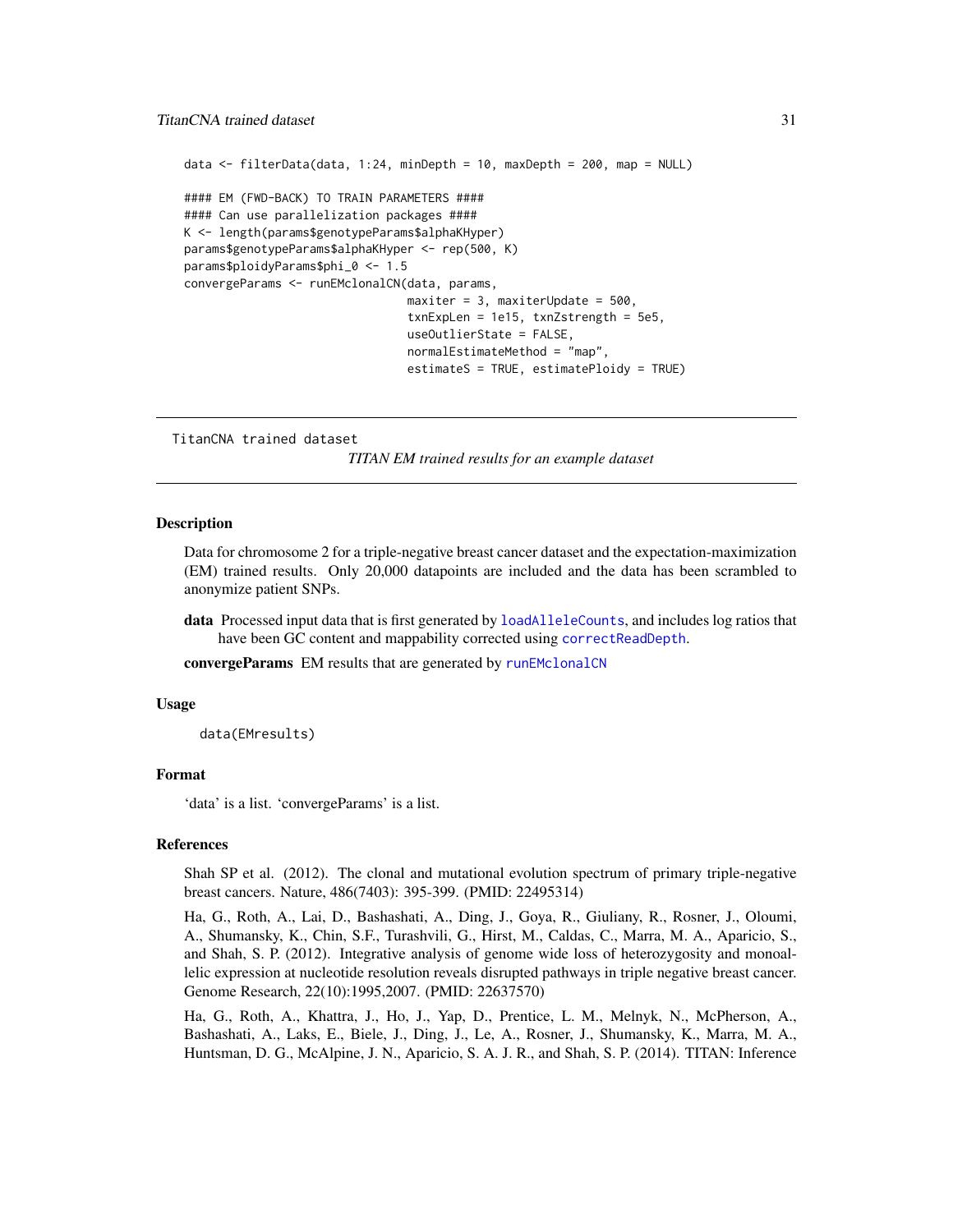```
data <- filterData(data, 1:24, minDepth = 10, maxDepth = 200, map = NULL)

#### EM (FWD-BACK) TO TRAIN PARAMETERS ####
#### Can use parallelization packages ####
K <- length(params$genotypeParams$alphaKHyper)
params$genotypeParams$alphaKHyper <- rep(500, K)
params$ploidyParams$phi_0 <- 1.5
convergeParams <- runEMclonalCN(data, params,
                                maxiter = 3, maxiterUpdate = 500,
                                txnExpLen = 1e15, txnZstrength = 5e5,
                                useOutlierState = FALSE,
                                normalEstimateMethod = "map",
                                estimateS = TRUE, estimatePloidy = TRUE)
```

---

## TitanCNA trained dataset

*TITAN EM trained results for an example dataset*

---

### Description

Data for chromosome 2 for a triple-negative breast cancer dataset and the expectation-maximization (EM) trained results. Only 20,000 datapoints are included and the data has been scrambled to anonymize patient SNPs.

**data** Processed input data that is first generated by `loadAlleleCounts`, and includes log ratios that have been GC content and mappability corrected using `correctReadDepth`.

**convergeParams** EM results that are generated by `runEMclonalCN`

### Usage

```
data(EMresults)
```

### Format

'data' is a list. 'convergeParams' is a list.

### References

Shah SP et al. (2012). The clonal and mutational evolution spectrum of primary triple-negative breast cancers. Nature, 486(7403): 395-399. (PMID: 22495314)

Ha, G., Roth, A., Lai, D., Bashashati, A., Ding, J., Goya, R., Giuliany, R., Rosner, J., Oloumi, A., Shumansky, K., Chin, S.F., Turashvili, G., Hirst, M., Caldas, C., Marra, M. A., Aparicio, S., and Shah, S. P. (2012). Integrative analysis of genome wide loss of heterozygosity and monoallelic expression at nucleotide resolution reveals disrupted pathways in triple negative breast cancer. Genome Research, 22(10):1995,2007. (PMID: 22637570)

Ha, G., Roth, A., Khattra, J., Ho, J., Yap, D., Prentice, L. M., Melnyk, N., McPherson, A., Bashashati, A., Laks, E., Biele, J., Ding, J., Le, A., Rosner, J., Shumansky, K., Marra, M. A., Huntsman, D. G., McAlpine, J. N., Aparicio, S. A. J. R., and Shah, S. P. (2014). TITAN: Inference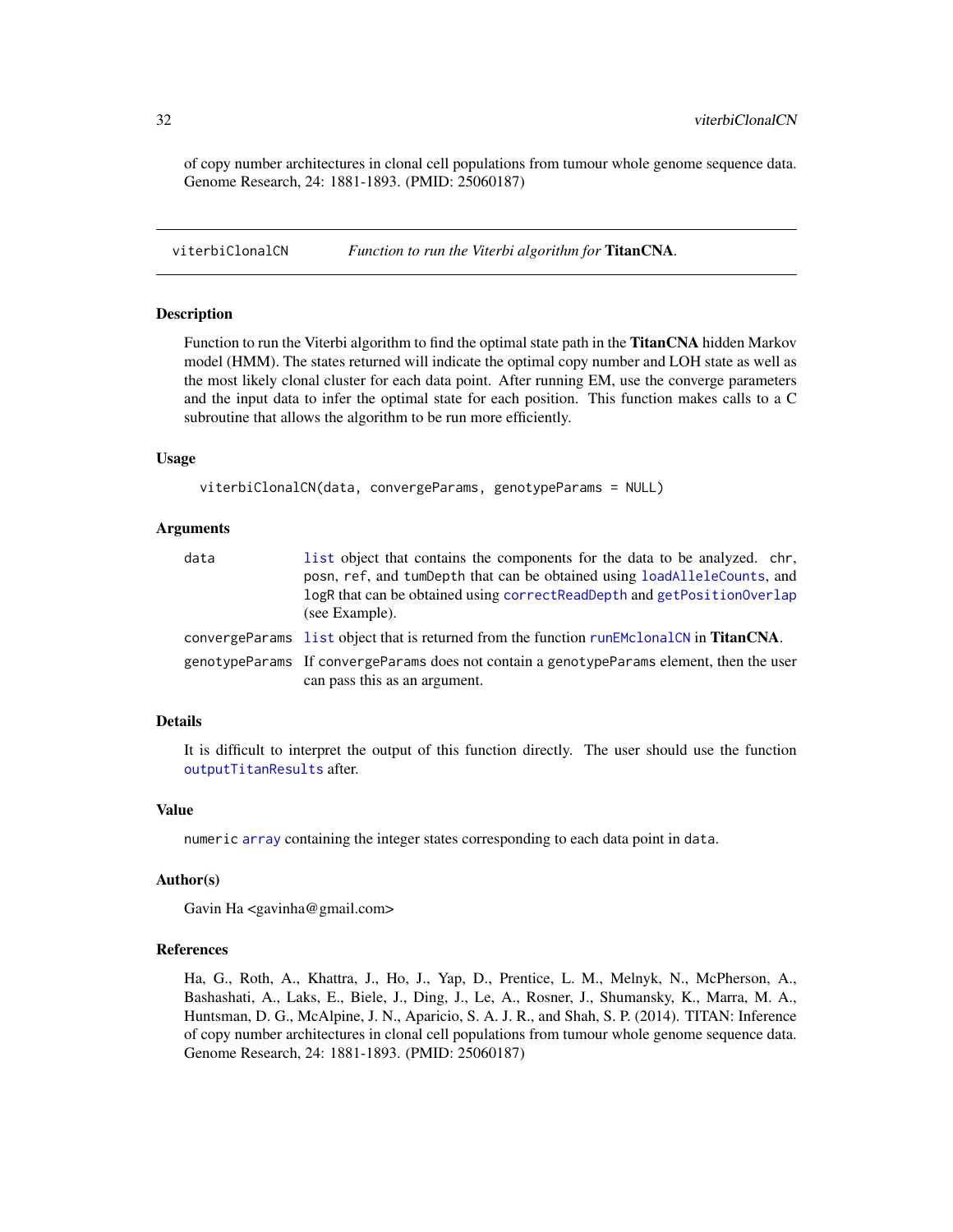of copy number architectures in clonal cell populations from tumour whole genome sequence data. Genome Research, 24: 1881-1893. (PMID: 25060187)

---

## viterbiClonalCN — *Function to run the Viterbi algorithm for* **TitanCNA**.

### Description

Function to run the Viterbi algorithm to find the optimal state path in the **TitanCNA** hidden Markov model (HMM). The states returned will indicate the optimal copy number and LOH state as well as the most likely clonal cluster for each data point. After running EM, use the converge parameters and the input data to infer the optimal state for each position. This function makes calls to a C subroutine that allows the algorithm to be run more efficiently.

### Usage

```
viterbiClonalCN(data, convergeParams, genotypeParams = NULL)
```

### Arguments

| | |
|---|---|
| `data` | `list` object that contains the components for the data to be analyzed. `chr`, `posn`, `ref`, and `tumDepth` that can be obtained using `loadAlleleCounts`, and `logR` that can be obtained using `correctReadDepth` and `getPositionOverlap` (see Example). |
| `convergeParams` | `list` object that is returned from the function `runEMclonalCN` in **TitanCNA**. |
| `genotypeParams` | If `convergeParams` does not contain a `genotypeParams` element, then the user can pass this as an argument. |

### Details

It is difficult to interpret the output of this function directly. The user should use the function `outputTitanResults` after.

### Value

`numeric` `array` containing the integer states corresponding to each data point in `data`.

### Author(s)

Gavin Ha <gavinha@gmail.com>

### References

Ha, G., Roth, A., Khattra, J., Ho, J., Yap, D., Prentice, L. M., Melnyk, N., McPherson, A., Bashashati, A., Laks, E., Biele, J., Ding, J., Le, A., Rosner, J., Shumansky, K., Marra, M. A., Huntsman, D. G., McAlpine, J. N., Aparicio, S. A. J. R., and Shah, S. P. (2014). TITAN: Inference of copy number architectures in clonal cell populations from tumour whole genome sequence data. Genome Research, 24: 1881-1893. (PMID: 25060187)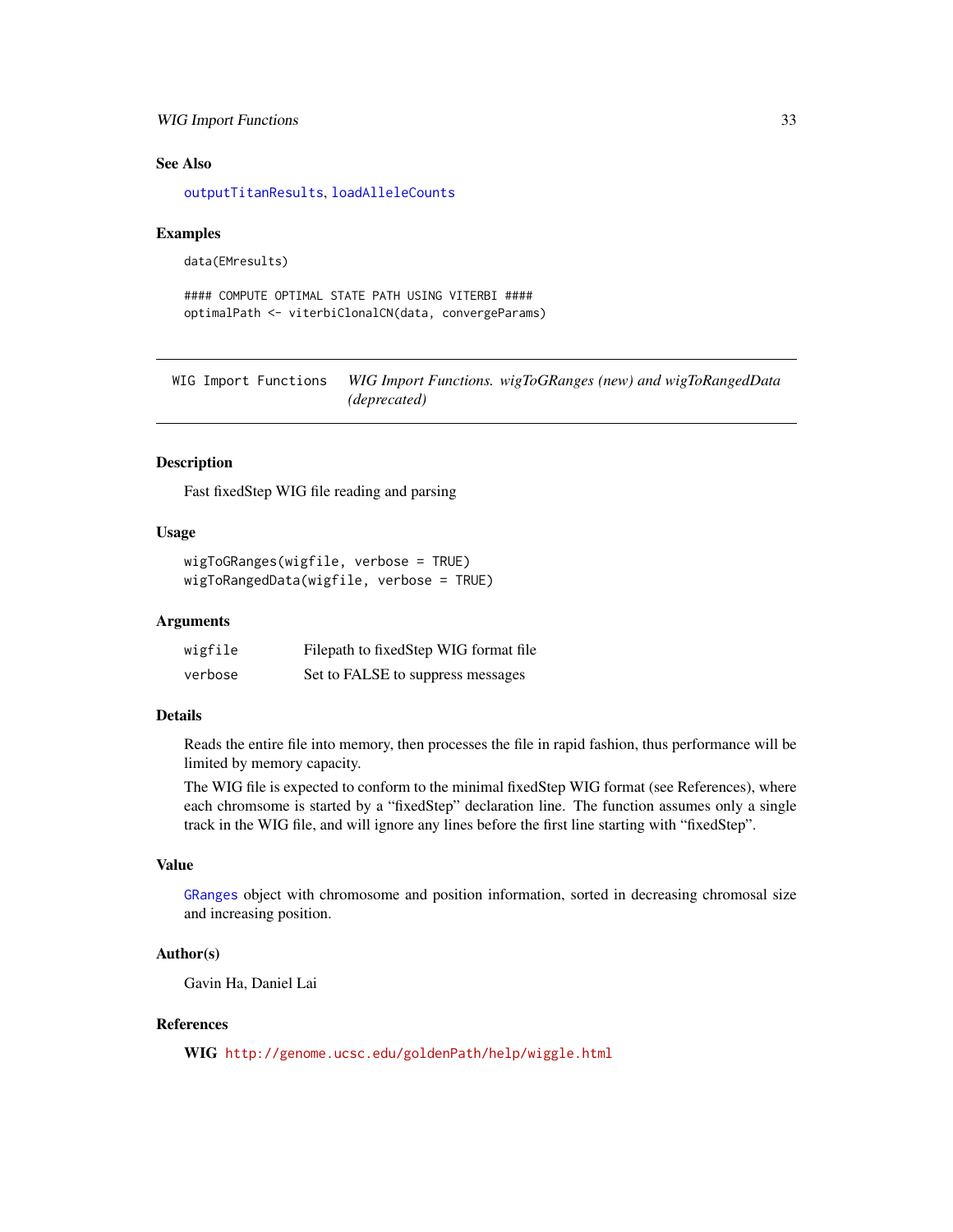### See Also

outputTitanResults, loadAlleleCounts

### Examples

```
data(EMresults)

#### COMPUTE OPTIMAL STATE PATH USING VITERBI ####
optimalPath <- viterbiClonalCN(data, convergeParams)
```

---

## WIG Import Functions — *WIG Import Functions. wigToGRanges (new) and wigToRangedData (deprecated)*

---

### Description

Fast fixedStep WIG file reading and parsing

### Usage

```
wigToGRanges(wigfile, verbose = TRUE)
wigToRangedData(wigfile, verbose = TRUE)
```

### Arguments

| | |
|---|---|
| wigfile | Filepath to fixedStep WIG format file |
| verbose | Set to FALSE to suppress messages |

### Details

Reads the entire file into memory, then processes the file in rapid fashion, thus performance will be limited by memory capacity.

The WIG file is expected to conform to the minimal fixedStep WIG format (see References), where each chromsome is started by a "fixedStep" declaration line. The function assumes only a single track in the WIG file, and will ignore any lines before the first line starting with "fixedStep".

### Value

GRanges object with chromosome and position information, sorted in decreasing chromosal size and increasing position.

### Author(s)

Gavin Ha, Daniel Lai

### References

**WIG** http://genome.ucsc.edu/goldenPath/help/wiggle.html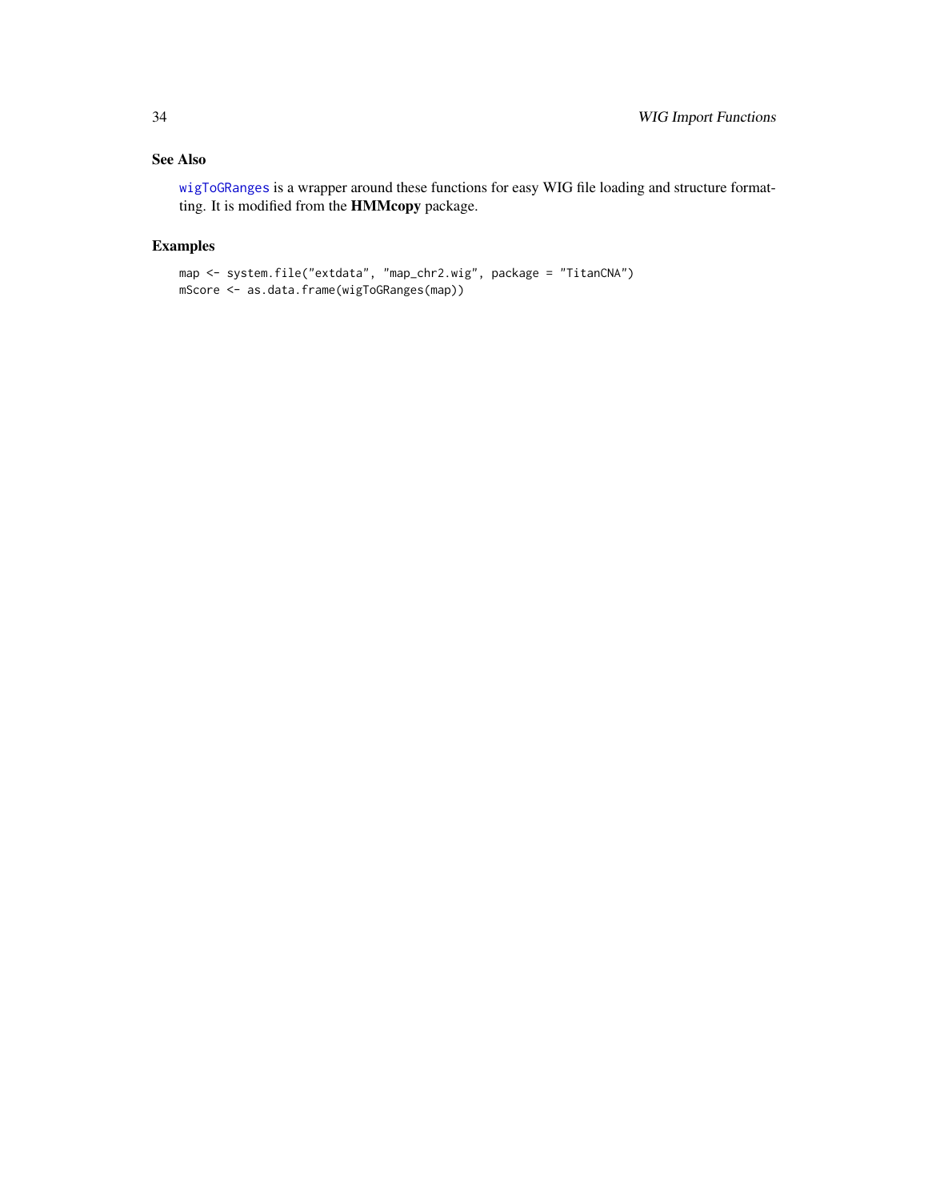## See Also

`wigToGRanges` is a wrapper around these functions for easy WIG file loading and structure formatting. It is modified from the **HMMcopy** package.

## Examples

```
map <- system.file("extdata", "map_chr2.wig", package = "TitanCNA")
mScore <- as.data.frame(wigToGRanges(map))
```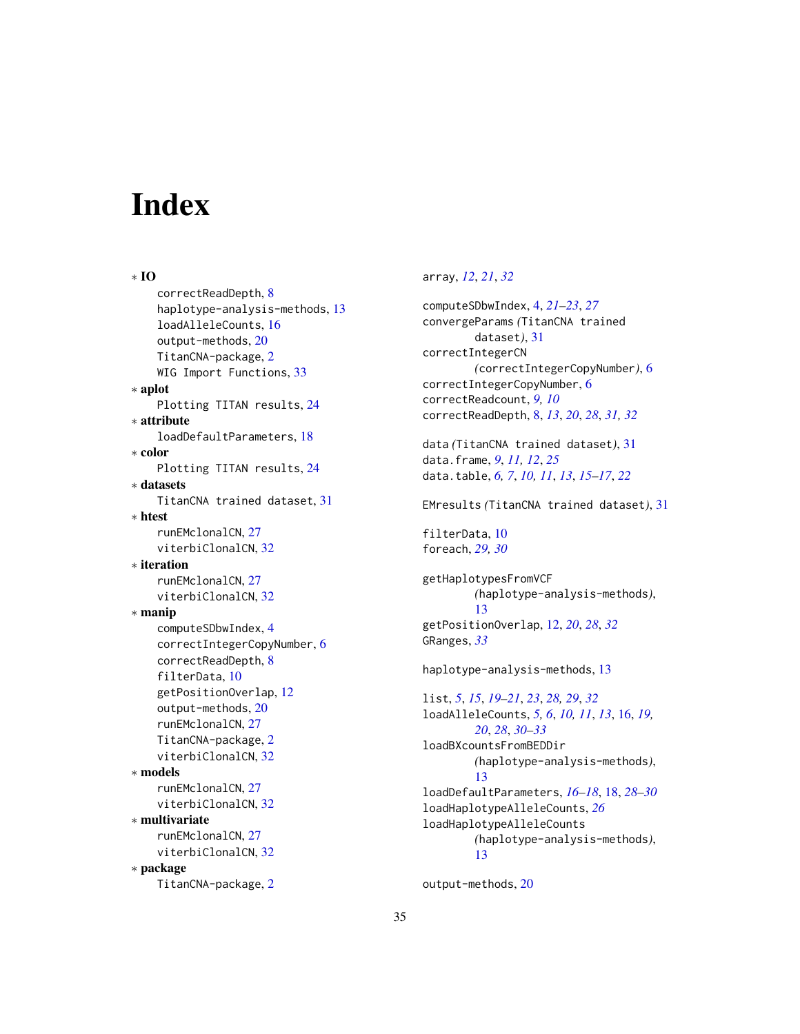# Index

∗ **IO**
- correctReadDepth, 8
- haplotype-analysis-methods, 13
- loadAlleleCounts, 16
- output-methods, 20
- TitanCNA-package, 2
- WIG Import Functions, 33

∗ **aplot**
- Plotting TITAN results, 24

∗ **attribute**
- loadDefaultParameters, 18

∗ **color**
- Plotting TITAN results, 24

∗ **datasets**
- TitanCNA trained dataset, 31

∗ **htest**
- runEMclonalCN, 27
- viterbiClonalCN, 32

∗ **iteration**
- runEMclonalCN, 27
- viterbiClonalCN, 32

∗ **manip**
- computeSDbwIndex, 4
- correctIntegerCopyNumber, 6
- correctReadDepth, 8
- filterData, 10
- getPositionOverlap, 12
- output-methods, 20
- runEMclonalCN, 27
- TitanCNA-package, 2
- viterbiClonalCN, 32

∗ **models**
- runEMclonalCN, 27
- viterbiClonalCN, 32

∗ **multivariate**
- runEMclonalCN, 27
- viterbiClonalCN, 32

∗ **package**
- TitanCNA-package, 2

array, *12*, *21*, *32*

computeSDbwIndex, 4, *21–23*, *27*
convergeParams *(TitanCNA trained dataset)*, 31
correctIntegerCN *(correctIntegerCopyNumber)*, 6
correctIntegerCopyNumber, 6
correctReadcount, *9, 10*
correctReadDepth, 8, *13*, *20*, *28*, *31, 32*

data *(TitanCNA trained dataset)*, 31
data.frame, *9*, *11, 12*, *25*
data.table, *6, 7*, *10, 11*, *13*, *15–17*, *22*

EMresults *(TitanCNA trained dataset)*, 31

filterData, 10
foreach, *29, 30*

getHaplotypesFromVCF *(haplotype-analysis-methods)*, 13
getPositionOverlap, 12, *20*, *28*, *32*
GRanges, *33*

haplotype-analysis-methods, 13

list, *5*, *15*, *19–21*, *23*, *28, 29*, *32*
loadAlleleCounts, *5, 6*, *10, 11*, *13*, 16, *19, 20*, *28*, *30–33*
loadBXcountsFromBEDDir *(haplotype-analysis-methods)*, 13
loadDefaultParameters, *16–18*, 18, *28–30*
loadHaplotypeAlleleCounts, *26*
loadHaplotypeAlleleCounts *(haplotype-analysis-methods)*, 13

output-methods, 20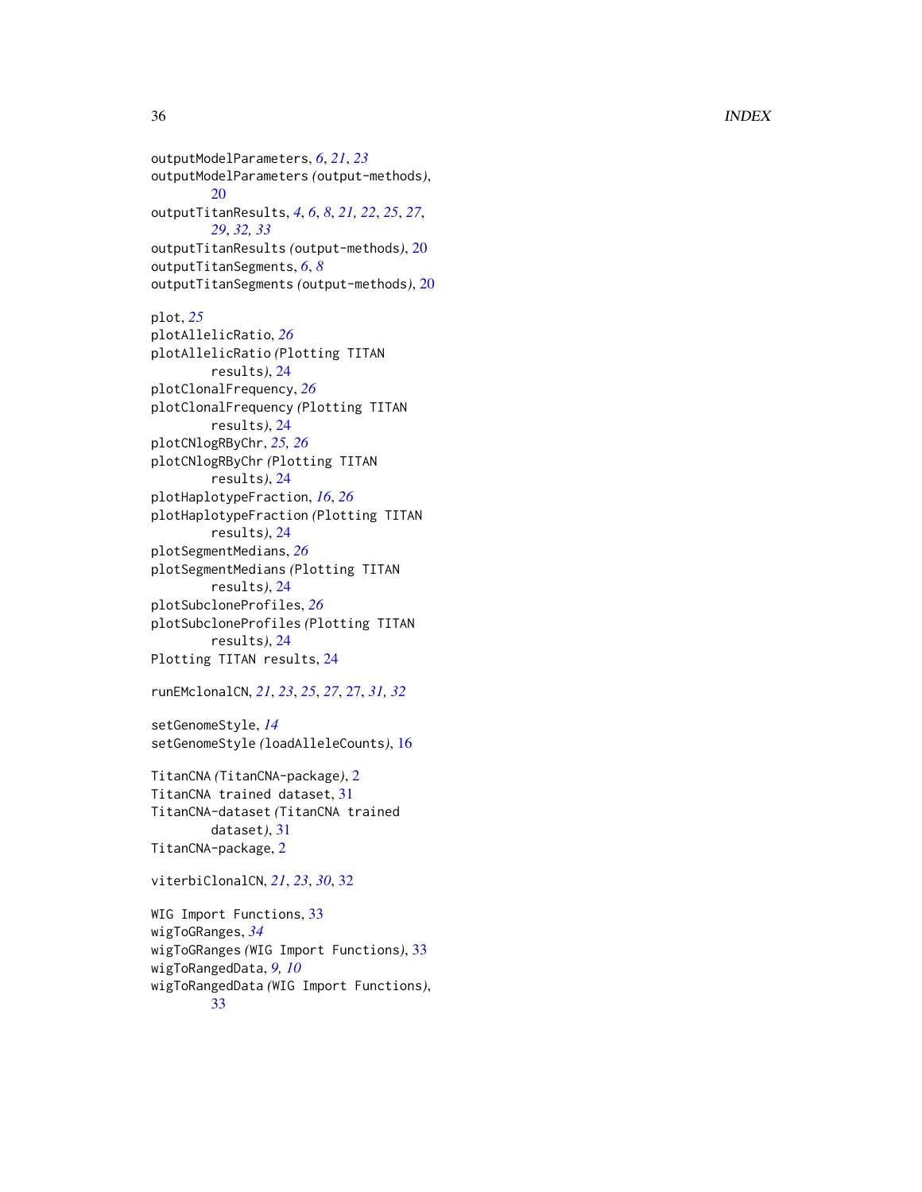outputModelParameters, *6*, *21*, *23*
outputModelParameters *(*output-methods*)*, 20
outputTitanResults, *4*, *6*, *8*, *21, 22*, *25*, *27*, *29*, *32, 33*
outputTitanResults *(*output-methods*)*, 20
outputTitanSegments, *6*, *8*
outputTitanSegments *(*output-methods*)*, 20

plot, *25*
plotAllelicRatio, *26*
plotAllelicRatio *(*Plotting TITAN results*)*, 24
plotClonalFrequency, *26*
plotClonalFrequency *(*Plotting TITAN results*)*, 24
plotCNlogRByChr, *25, 26*
plotCNlogRByChr *(*Plotting TITAN results*)*, 24
plotHaplotypeFraction, *16*, *26*
plotHaplotypeFraction *(*Plotting TITAN results*)*, 24
plotSegmentMedians, *26*
plotSegmentMedians *(*Plotting TITAN results*)*, 24
plotSubcloneProfiles, *26*
plotSubcloneProfiles *(*Plotting TITAN results*)*, 24
Plotting TITAN results, 24

runEMclonalCN, *21*, *23*, *25*, *27*, 27, *31, 32*

setGenomeStyle, *14*
setGenomeStyle *(*loadAlleleCounts*)*, 16

TitanCNA *(*TitanCNA-package*)*, 2
TitanCNA trained dataset, 31
TitanCNA-dataset *(*TitanCNA trained dataset*)*, 31
TitanCNA-package, 2

viterbiClonalCN, *21*, *23*, *30*, 32

WIG Import Functions, 33
wigToGRanges, *34*
wigToGRanges *(*WIG Import Functions*)*, 33
wigToRangedData, *9, 10*
wigToRangedData *(*WIG Import Functions*)*, 33